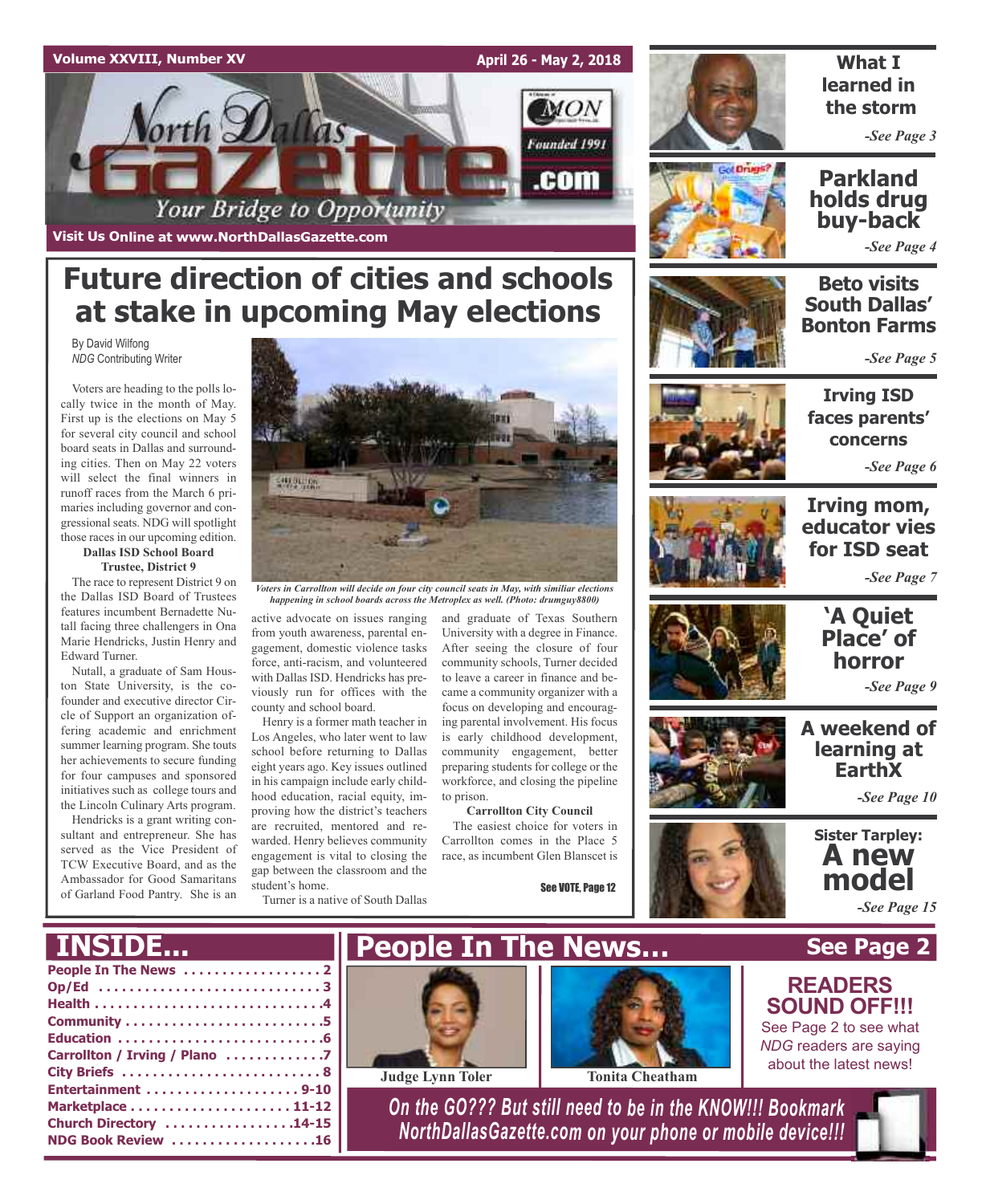Volume XXVIII, Number XV

April 26 - May 2, 2018

# North Dallas Gazette

Founded 1991

.com

Your Bridge to Opportunity

Visit Us Online at www.NorthDallasGazette.com

# Future direction of cities and schools at stake in upcoming May elections

By David Wilfong
*NDG* Contributing Writer

Voters are heading to the polls locally twice in the month of May. First up is the elections on May 5 for several city council and school board seats in Dallas and surrounding cities. Then on May 22 voters will select the final winners in runoff races from the March 6 primaries including governor and congressional seats. NDG will spotlight those races in our upcoming edition.

**Dallas ISD School Board Trustee, District 9**

The race to represent District 9 on the Dallas ISD Board of Trustees features incumbent Bernadette Nutall facing three challengers in Ona Marie Hendricks, Justin Henry and Edward Turner.

Nutall, a graduate of Sam Houston State University, is the co-founder and executive director Circle of Support an organization offering academic and enrichment summer learning program. She touts her achievements to secure funding for four campuses and sponsored initiatives such as college tours and the Lincoln Culinary Arts program.

Hendricks is a grant writing consultant and entrepreneur. She has served as the Vice President of TCW Executive Board, and as the Ambassador for Good Samaritans of Garland Food Pantry. She is an active advocate on issues ranging from youth awareness, parental engagement, domestic violence tasks force, anti-racism, and volunteered with Dallas ISD. Hendricks has previously run for offices with the county and school board.

Henry is a former math teacher in Los Angeles, who later went to law school before returning to Dallas eight years ago. Key issues outlined in his campaign include early childhood education, racial equity, improving how the district's teachers are recruited, mentored and rewarded. Henry believes community engagement is vital to closing the gap between the classroom and the student's home.

Turner is a native of South Dallas and graduate of Texas Southern University with a degree in Finance. After seeing the closure of four community schools, Turner decided to leave a career in finance and became a community organizer with a focus on developing and encouraging parental involvement. His focus is early childhood development, community engagement, better preparing students for college or the workforce, and closing the pipeline to prison.

**Carrollton City Council**

The easiest choice for voters in Carrollton comes in the Place 5 race, as incumbent Glen Blanscet is

See VOTE, Page 12

*Voters in Carrollton will decide on four city council seats in May, with similiar elections happening in school boards across the Metroplex as well. (Photo: drumguy8800)*

## What I learned in the storm
*-See Page 3*

## Parkland holds drug buy-back
*-See Page 4*

## Beto visits South Dallas' Bonton Farms
*-See Page 5*

## Irving ISD faces parents' concerns
*-See Page 6*

## Irving mom, educator vies for ISD seat
*-See Page 7*

## 'A Quiet Place' of horror
*-See Page 9*

## A weekend of learning at EarthX
*-See Page 10*

## Sister Tarpley: A new model
*-See Page 15*

## INSIDE...

- People In The News ....... 2
- Op/Ed ....... 3
- Health ....... 4
- Community ....... 5
- Education ....... 6
- Carrollton / Irving / Plano ....... 7
- City Briefs ....... 8
- Entertainment ....... 9-10
- Marketplace ....... 11-12
- Church Directory ....... 14-15
- NDG Book Review ....... 16

## People In The News... See Page 2

Judge Lynn Toler

Tonita Cheatham

**READERS SOUND OFF!!!**

See Page 2 to see what *NDG* readers are saying about the latest news!

On the GO??? But still need to be in the KNOW!!! Bookmark NorthDallasGazette.com on your phone or mobile device!!!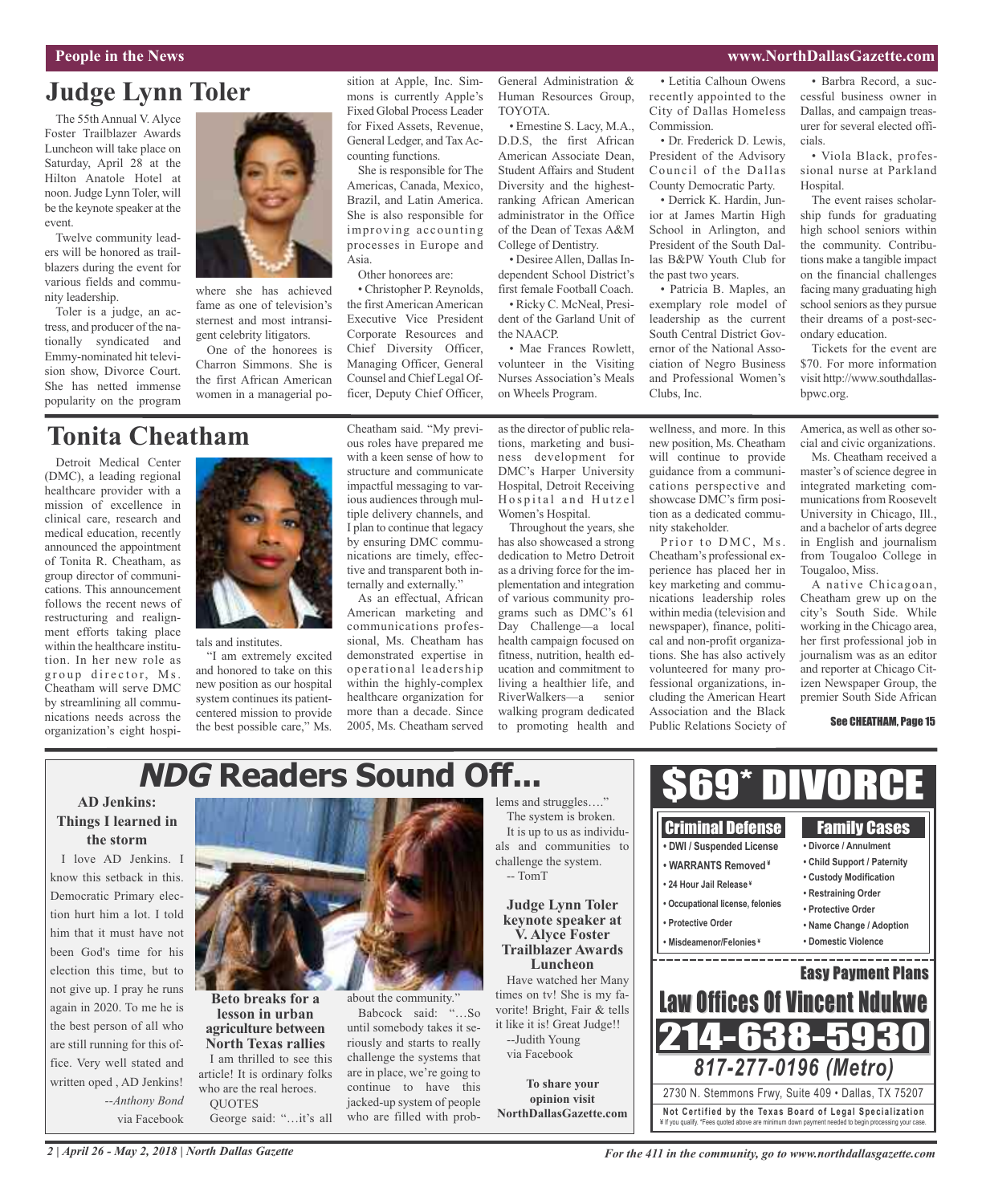# Judge Lynn Toler

The 55th Annual V. Alyce Foster Trailblazer Awards Luncheon will take place on Saturday, April 28 at the Hilton Anatole Hotel at noon. Judge Lynn Toler, will be the keynote speaker at the event.

Twelve community leaders will be honored as trailblazers during the event for various fields and community leadership.

Toler is a judge, an actress, and producer of the nationally syndicated and Emmy-nominated hit television show, Divorce Court. She has netted immense popularity on the program where she has achieved fame as one of television's sternest and most intransigent celebrity litigators.

One of the honorees is Charron Simmons. She is the first African American women in a managerial position at Apple, Inc. Simmons is currently Apple's Fixed Global Process Leader for Fixed Assets, Revenue, General Ledger, and Tax Accounting functions.

She is responsible for The Americas, Canada, Mexico, Brazil, and Latin America. She is also responsible for improving accounting processes in Europe and Asia.

Other honorees are:

• Christopher P. Reynolds, the first American American Executive Vice President Corporate Resources and Chief Diversity Officer, Managing Officer, General Counsel and Chief Legal Officer, Deputy Chief Officer, General Administration & Human Resources Group, TOYOTA.

• Ernestine S. Lacy, M.A., D.D.S, the first African American Associate Dean, Student Affairs and Student Diversity and the highest-ranking African American administrator in the Office of the Dean of Texas A&M College of Dentistry.

• Desiree Allen, Dallas Independent School District's first female Football Coach.

• Ricky C. McNeal, President of the Garland Unit of the NAACP.

• Mae Frances Rowlett, volunteer in the Visiting Nurses Association's Meals on Wheels Program.

• Letitia Calhoun Owens recently appointed to the City of Dallas Homeless Commission.

• Dr. Frederick D. Lewis, President of the Advisory Council of the Dallas County Democratic Party.

• Derrick K. Hardin, Junior at James Martin High School in Arlington, and President of the South Dallas B&PW Youth Club for the past two years.

• Patricia B. Maples, an exemplary role model of leadership as the current South Central District Governor of the National Association of Negro Business and Professional Women's Clubs, Inc.

• Barbra Record, a successful business owner in Dallas, and campaign treasurer for several elected officials.

• Viola Black, professional nurse at Parkland Hospital.

The event raises scholarship funds for graduating high school seniors within the community. Contributions make a tangible impact on the financial challenges facing many graduating high school seniors as they pursue their dreams of a post-secondary education.

Tickets for the event are $70. For more information visit http://www.southdallasbpwc.org.

# Tonita Cheatham

Detroit Medical Center (DMC), a leading regional healthcare provider with a mission of excellence in clinical care, research and medical education, recently announced the appointment of Tonita R. Cheatham, as group director of communications. This announcement follows the recent news of restructuring and realignment efforts taking place within the healthcare institution. In her new role as group director, Ms. Cheatham will serve DMC by streamlining all communications needs across the organization's eight hospitals and institutes.

"I am extremely excited and honored to take on this new position as our hospital system continues its patient-centered mission to provide the best possible care," Ms. Cheatham said. "My previous roles have prepared me with a keen sense of how to structure and communicate impactful messaging to various audiences through multiple delivery channels, and I plan to continue that legacy by ensuring DMC communications are timely, effective and transparent both internally and externally."

As an effectual, African American marketing and communications professional, Ms. Cheatham has demonstrated expertise in operational leadership within the highly-complex healthcare organization for more than a decade. Since 2005, Ms. Cheatham served as the director of public relations, marketing and business development for DMC's Harper University Hospital, Detroit Receiving Hospital and Hutzel Women's Hospital.

Throughout the years, she has also showcased a strong dedication to Metro Detroit as a driving force for the implementation and integration of various community programs such as DMC's 61 Day Challenge—a local health campaign focused on fitness, nutrition, health education and commitment to living a healthier life, and RiverWalkers—a senior walking program dedicated to promoting health and wellness, and more. In this new position, Ms. Cheatham will continue to provide guidance from a communications perspective and showcase DMC's firm position as a dedicated community stakeholder.

Prior to DMC, Ms. Cheatham's professional experience has placed her in key marketing and communications leadership roles within media (television and newspaper), finance, political and non-profit organizations. She has also actively volunteered for many professional organizations, including the American Heart Association and the Black Public Relations Society of America, as well as other social and civic organizations.

Ms. Cheatham received a master's of science degree in integrated marketing communications from Roosevelt University in Chicago, Ill., and a bachelor of arts degree in English and journalism from Tougaloo College in Tougaloo, Miss.

A native Chicagoan, Cheatham grew up on the city's South Side. While working in the Chicago area, her first professional job in journalism was as an editor and reporter at Chicago Citizen Newspaper Group, the premier South Side African

See CHEATHAM, Page 15

# *NDG* Readers Sound Off...

**AD Jenkins: Things I learned in the storm**

I love AD Jenkins. I know this setback in this. Democratic Primary election hurt him a lot. I told him that it must have not been God's time for his election this time, but to not give up. I pray he runs again in 2020. To me he is the best person of all who are still running for this office. Very well stated and written oped , AD Jenkins!

*--Anthony Bond*
via Facebook

**Beto breaks for a lesson in urban agriculture between North Texas rallies**

I am thrilled to see this article! It is ordinary folks who are the real heroes.

QUOTES

George said: "…it's all about the community."

Babcock said: "…So until somebody takes it seriously and starts to really challenge the systems that are in place, we're going to continue to have this jacked-up system of people who are filled with problems and struggles…."

The system is broken.

It is up to us as individuals and communities to challenge the system.

-- TomT

**Judge Lynn Toler keynote speaker at V. Alyce Foster Trailblazer Awards Luncheon**

Have watched her Many times on tv! She is my favorite! Bright, Fair & tells it like it is! Great Judge!!

--Judith Young
via Facebook

**To share your opinion visit NorthDallasGazette.com**

**$69\* DIVORCE**

**Criminal Defense**
- DWI / Suspended License
- WARRANTS Removed¥
- 24 Hour Jail Release¥
- Occupational license, felonies
- Protective Order
- Misdeamenor/Felonies¥

**Family Cases**
- Divorce / Annulment
- Child Support / Paternity
- Custody Modification
- Restraining Order
- Protective Order
- Name Change / Adoption
- Domestic Violence

**Easy Payment Plans**

**Law Offices Of Vincent Ndukwe**

**214-638-5930**

*817-277-0196 (Metro)*

2730 N. Stemmons Frwy, Suite 409 • Dallas, TX 75207

**Not Certified by the Texas Board of Legal Specialization**
¥ If you qualify. *Fees quoted above are minimum down payment needed to begin processing your case.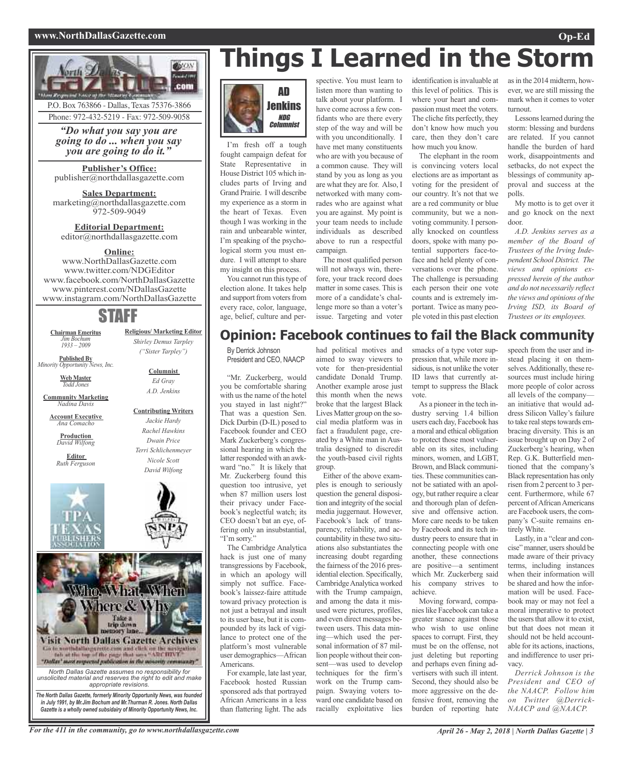# Things I Learned in the Storm

AD Jenkins
*NDG Columnist*

I'm fresh off a tough fought campaign defeat for State Representative in House District 105 which includes parts of Irving and Grand Prairie. I will describe my experience as a storm in the heart of Texas. Even though I was working in the rain and unbearable winter, I'm speaking of the psychological storm you must endure. I will attempt to share my insight on this process.

You cannot run this type of election alone. It takes help and support from voters from every race, color, language, age, belief, culture and perspective. You must learn to listen more than wanting to talk about your platform. I have come across a few confidants who are there every step of the way and will be with you unconditionally. I have met many constituents who are with you because of a common cause. They will stand by you as long as you are what they are for. Also, I networked with many comrades who are against what you are against. My point is your team needs to include individuals as described above to run a respectful campaign.

The most qualified person will not always win, therefore, your track record does matter in some cases. This is more of a candidate's challenge more so than a voter's issue. Targeting and voter identification is invaluable at this level of politics. This is where your heart and compassion must meet the voters. The cliche fits perfectly, they don't know how much you care, then they don't care how much you know.

The elephant in the room is convincing voters local elections are as important as voting for the president of our country. It's not that we are a red community or blue community, but we a non-voting community. I personally knocked on countless doors, spoke with many potential supporters face-to-face and held plenty of conversations over the phone. The challenge is persuading each person their one vote counts and is extremely important. Twice as many people voted in this past election as in the 2014 midterm, however, we are still missing the mark when it comes to voter turnout.

Lessons learned during the storm: blessing and burdens are related. If you cannot handle the burden of hard work, disappointments and setbacks, do not expect the blessings of community approval and success at the polls.

My motto is to get over it and go knock on the next door.

*A.D. Jenkins serves as a member of the Board of Trustees of the Irving Independent School District. The views and opinions expressed herein of the author and do not necessarily reflect the views and opinions of the Irving ISD, its Board of Trustees or its employees.*

# Opinion: Facebook continues to fail the Black community

By Derrick Johnson
President and CEO, NAACP

"Mr. Zuckerberg, would you be comfortable sharing with us the name of the hotel you stayed in last night?" That was a question Sen. Dick Durbin (D-IL) posed to Facebook founder and CEO Mark Zuckerberg's congressional hearing in which the latter responded with an awkward "no." It is likely that Mr. Zuckerberg found this question too intrusive, yet when 87 million users lost their privacy under Facebook's neglectful watch; its CEO doesn't bat an eye, offering only an insubstantial, "I'm sorry."

The Cambridge Analytica hack is just one of many transgressions by Facebook, in which an apology will simply not suffice. Facebook's laissez-faire attitude toward privacy protection is not just a betrayal and insult to its user base, but it is compounded by its lack of vigilance to protect one of the platform's most vulnerable user demographics—African Americans.

For example, late last year, Facebook hosted Russian sponsored ads that portrayed African Americans in a less than flattering light. The ads had political motives and aimed to sway viewers to vote for then-presidential candidate Donald Trump. Another example arose just this month when the news broke that the largest Black Lives Matter group on the social media platform was in fact a fraudulent page, created by a White man in Australia designed to discredit the youth-based civil rights group.

Either of the above examples is enough to seriously question the general disposition and integrity of the social media juggernaut. However, Facebook's lack of transparency, reliability, and accountability in these two situations also substantiates the increasing doubt regarding the fairness of the 2016 presidential election. Specifically, Cambridge Analytica worked with the Trump campaign, and among the data it misused were pictures, profiles, and even direct messages between users. This data mining—which used the personal information of 87 million people without their consent—was used to develop techniques for the firm's work on the Trump campaign. Swaying voters toward one candidate based on racially exploitative lies smacks of a type voter suppression that, while more insidious, is not unlike the voter ID laws that currently attempt to suppress the Black vote.

As a pioneer in the tech industry serving 1.4 billion users each day, Facebook has a moral and ethical obligation to protect those most vulnerable on its sites, including minors, women, and LGBT, Brown, and Black communities. These communities cannot be satiated with an apology, but rather require a clear and thorough plan of defensive and offensive action. More care needs to be taken by Facebook and its tech industry peers to ensure that in connecting people with one another, these connections are positive—a sentiment which Mr. Zuckerberg said his company strives to achieve.

Moving forward, companies like Facebook can take a greater stance against those who wish to use online spaces to corrupt. First, they must be on the offense, not just deleting but reporting and perhaps even fining advertisers with such ill intent. Second, they should also be more aggressive on the defensive front, removing the burden of reporting hate speech from the user and instead placing it on themselves. Additionally, these resources must include hiring more people of color across all levels of the company—an initiative that would address Silicon Valley's failure to take real steps towards embracing diversity. This is an issue brought up on Day 2 of Zuckerberg's hearing, when Rep. G.K. Butterfield mentioned that the company's Black representation has only risen from 2 percent to 3 percent. Furthermore, while 67 percent of African Americans are Facebook users, the company's C-suite remains entirely White.

Lastly, in a "clear and concise" manner, users should be made aware of their privacy terms, including instances when their information will be shared and how the information will be used. Facebook may or may not feel a moral imperative to protect the users that allow it to exist, but that does not mean it should not be held accountable for its actions, inactions, and indifference to user privacy.

*Derrick Johnson is the President and CEO of the NAACP. Follow him on Twitter @Derrick-NAACP and @NAACP.*

---

P.O. Box 763866 - Dallas, Texas 75376-3866
Phone: 972-432-5219 - Fax: 972-509-9058

*"Do what you say you are going to do ... when you say you are going to do it."*

**Publisher's Office:**
publisher@northdallasgazette.com

**Sales Department:**
marketing@northdallasgazette.com
972-509-9049

**Editorial Department:**
editor@northdallasgazette.com

**Online:**
www.NorthDallasGazette.com
www.twitter.com/NDGEditor
www.facebook.com/NorthDallasGazette
www.pinterest.com/NDallasGazette
www.instagram.com/NorthDallasGazette

## STAFF

**Chairman Emeritus**
*Jim Bochum*
*1933 – 2009*

**Published By**
*Minority Opportunity News, Inc.*

**Web Master**
*Todd Jones*

**Community Marketing**
*Nadina Davis*

**Account Executive**
*Ana Comacho*

**Production**
*David Wilfong*

**Editor**
*Ruth Ferguson*

**Religious/ Marketing Editor**
*Shirley Demus Tarpley*
*("Sister Tarpley")*

**Columnist**
*Ed Gray*
*A.D. Jenkins*

**Contributing Writers**
*Jackie Hardy*
*Rachel Hawkins*
*Dwain Price*
*Terri Schlichenmeyer*
*Nicole Scott*
*David Wilfong*

Who, What, When Where & Why
Take a trip down memory lane...
Visit North Dallas Gazette Archives
Go to northdallasgazette.com and click on the navigation tab at the top of the page that says "ARCHIVE"
"Dallas' most respected publication in the minority community"

*North Dallas Gazette assumes no responsibility for unsolicited material and reserves the right to edit and make appropriate revisions.*

***The North Dallas Gazette, formerly Minority Opportunity News, was founded in July 1991, by Mr.Jim Bochum and Mr.Thurman R. Jones. North Dallas Gazette is a wholly owned subsidairy of Minority Opportunity News, Inc.***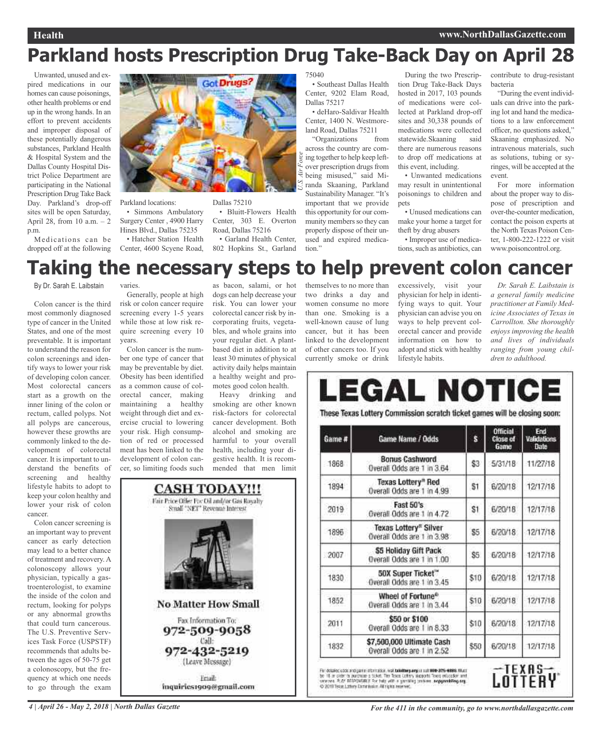# Parkland hosts Prescription Drug Take-Back Day on April 28

Unwanted, unused and expired medications in our homes can cause poisonings, other health problems or end up in the wrong hands. In an effort to prevent accidents and improper disposal of these potentially dangerous substances, Parkland Health & Hospital System and the Dallas County Hospital District Police Department are participating in the National Prescription Drug Take Back Day. Parkland's drop-off sites will be open Saturday, April 28, from 10 a.m. – 2 p.m.

Medications can be dropped off at the following Parkland locations:

- Simmons Ambulatory Surgery Center , 4900 Harry Hines Blvd., Dallas 75235
- Hatcher Station Health Center, 4600 Scyene Road, Dallas 75210
- Bluitt-Flowers Health Center, 303 E. Overton Road, Dallas 75216
- Garland Health Center, 802 Hopkins St., Garland 75040
- Southeast Dallas Health Center, 9202 Elam Road, Dallas 75217
- deHaro-Saldivar Health Center, 1400 N. Westmoreland Road, Dallas 75211

"Organizations from across the country are coming together to help keep leftover prescription drugs from being misused," said Miranda Skaaning, Parkland Sustainability Manager. "It's important that we provide this opportunity for our community members so they can properly dispose of their unused and expired medication."

During the two Prescription Drug Take-Back Days hosted in 2017, 103 pounds of medications were collected at Parkland drop-off sites and 30,338 pounds of medications were collected statewide.Skaaning said there are numerous reasons to drop off medications at this event, including.

- Unwanted medications may result in unintentional poisonings to children and pets
- Unused medications can make your home a target for theft by drug abusers
- Improper use of medications, such as antibiotics, can contribute to drug-resistant bacteria

"During the event individuals can drive into the parking lot and hand the medications to a law enforcement officer, no questions asked," Skaaning emphasized. No intravenous materials, such as solutions, tubing or syringes, will be accepted at the event.

For more information about the proper way to dispose of prescription and over-the-counter medication, contact the poison experts at the North Texas Poison Center, 1-800-222-1222 or visit www.poisoncontrol.org.

# Taking the necessary steps to help prevent colon cancer

By Dr. Sarah E. Laibstain

Colon cancer is the third most commonly diagnosed type of cancer in the United States, and one of the most preventable. It is important to understand the reason for colon screenings and identify ways to lower your risk of developing colon cancer. Most colorectal cancers start as a growth on the inner lining of the colon or rectum, called polyps. Not all polyps are cancerous, however these growths are commonly linked to the development of colorectal cancer. It is important to understand the benefits of screening and healthy lifestyle habits to adopt to keep your colon healthy and lower your risk of colon cancer.

Colon cancer screening is an important way to prevent cancer as early detection may lead to a better chance of treatment and recovery. A colonoscopy allows your physician, typically a gastroenterologist, to examine the inside of the colon and rectum, looking for polyps or any abnormal growths that could turn cancerous. The U.S. Preventive Services Task Force (USPSTF) recommends that adults between the ages of 50-75 get a colonoscopy, but the frequency at which one needs to go through the exam varies.

Generally, people at high risk or colon cancer require screening every 1-5 years while those at low risk require screening every 10 years.

Colon cancer is the number one type of cancer that may be preventable by diet. Obesity has been identified as a common cause of colorectal cancer, making maintaining a healthy weight through diet and exercise crucial to lowering your risk. High consumption of red or processed meat has been linked to the development of colon cancer, so limiting foods such as bacon, salami, or hot dogs can help decrease your risk. You can lower your colorectal cancer risk by incorporating fruits, vegetables, and whole grains into your regular diet. A plant-based diet in addition to at least 30 minutes of physical activity daily helps maintain a healthy weight and promotes good colon health.

Heavy drinking and smoking are other known risk-factors for colorectal cancer development. Both alcohol and smoking are harmful to your overall health, including your digestive health. It is recommended that men limit themselves to no more than two drinks a day and women consume no more than one. Smoking is a well-known cause of lung cancer, but it has been linked to the development of other cancers too. If you currently smoke or drink excessively, visit your physician for help in identifying ways to quit. Your physician can advise you on ways to help prevent colorectal cancer and provide information on how to adopt and stick with healthy lifestyle habits.

*Dr. Sarah E. Laibstain is a general family medicine practitioner at Family Medicine Associates of Texas in Carrollton. She thoroughly enjoys improving the health and lives of individuals ranging from young children to adulthood.*

**CASH TODAY!!!**

Fair Price Offer For Oil and/or Gas Royalty
Small "NET" Revenue Interest

**No Matter How Small**

Fax Information To:
**972-509-9058**
Call:
**972-432-5219**
(Leave Message)

Email:
inquiries1909@gmail.com

# LEGAL NOTICE

**These Texas Lottery Commission scratch ticket games will be closing soon:**

| Game # | Game Name / Odds | $ | Official Close of Game | End Validations Date |
|---|---|---|---|---|
| 1868 | **Bonus Cashword** Overall Odds are 1 in 3.64 | $3 | 5/31/18 | 11/27/18 |
| 1894 | **Texas Lottery® Red** Overall Odds are 1 in 4.99 | $1 | 6/20/18 | 12/17/18 |
| 2019 | **Fast 50's** Overall Odds are 1 in 4.72 | $1 | 6/20/18 | 12/17/18 |
| 1896 | **Texas Lottery® Silver** Overall Odds are 1 in 3.98 | $5 | 6/20/18 | 12/17/18 |
| 2007 | **$5 Holiday Gift Pack** Overall Odds are 1 in 1.00 | $5 | 6/20/18 | 12/17/18 |
| 1830 | **50X Super Ticket™** Overall Odds are 1 in 3.45 | $10 | 6/20/18 | 12/17/18 |
| 1852 | **Wheel of Fortune®** Overall Odds are 1 in 3.44 | $10 | 6/20/18 | 12/17/18 |
| 2011 | **$50 or $100** Overall Odds are 1 in 8.33 | $10 | 6/20/18 | 12/17/18 |
| 1832 | **$7,500,000 Ultimate Cash** Overall Odds are 1 in 2.52 | $50 | 6/20/18 | 12/17/18 |

For detailed odds and game information, visit **txlottery.org** or call **800-375-6886**. Must be 18 or older to purchase a ticket. The Texas Lottery supports Texas education and veterans. PLAY RESPONSIBLY. For help with a gambling problem: **ncpgambling.org**. © 2018 Texas Lottery Commission. All rights reserved.

TEXAS LOTTERY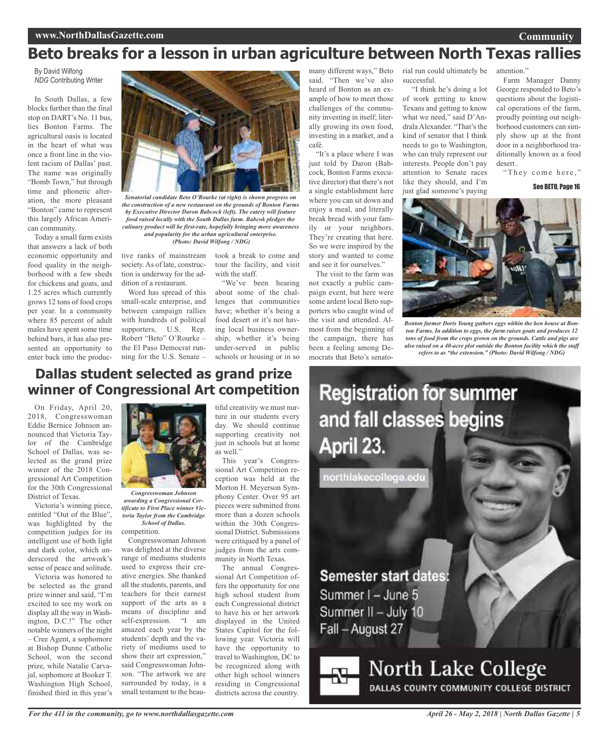# Beto breaks for a lesson in urban agriculture between North Texas rallies

By David Wilfong
*NDG* Contributing Writer

In South Dallas, a few blocks further than the final stop on DART's No. 11 bus, lies Bonton Farms. The agricultural oasis is located in the heart of what was once a front line in the violent racism of Dallas' past. The name was originally "Bomb Town," but through time and phonetic alteration, the more pleasant "Bonton" came to represent this largely African American community.

Today a small farm exists that answers a lack of both economic opportunity and food quality in the neighborhood with a few sheds for chickens and goats, and 1.25 acres which currently grows 12 tons of food crops per year. In a community where 85 percent of adult males have spent some time behind bars, it has also presented an opportunity to enter back into the productive ranks of mainstream society. As of late, construction is underway for the addition of a restaurant.

*Senatorial candidate Beto O'Rourke (at right) is shown progress on the construction of a new restaurant on the grounds of Bonton Farms by Executive Director Daron Babcock (left). The eatery will feature food raised locally with the South Dallas farm. Babcok pledges the culinary product will be first-rate, hopefully bringing more awareness and popularity for the urban agricultural enterprise. (Photo: David Wilfong / NDG)*

Word has spread of this small-scale enterprise, and between campaign rallies with hundreds of political supporters, U.S. Rep. Robert "Beto" O'Rourke – the El Paso Democrat running for the U.S. Senate – took a break to come and tour the facility, and visit with the staff.

"We've been hearing about some of the challenges that communities have; whether it's being a food desert or it's not having local business ownership, whether it's being under-served in public schools or housing or in so many different ways," Beto said. "Then we've also heard of Bonton as an example of how to meet those challenges of the community investing in itself; literally growing its own food, investing in a market, and a café.

"It's a place where I was just told by Daron (Babcock, Bonton Farms executive director) that there's not a single establishment here where you can sit down and enjoy a meal, and literally break bread with your family or your neighbors. They're creating that here. So we were inspired by the story and wanted to come and see it for ourselves."

The visit to the farm was not exactly a public campaign event, but here were some ardent local Beto supporters who caught wind of the visit and attended. Almost from the beginning of the campaign, there has been a feeling among Democrats that Beto's senatorial run could ultimately be successful.

"I think he's doing a lot of work getting to know Texans and getting to know what we need," said D'Andrala Alexander. "That's the kind of senator that I think needs to go to Washington, who can truly represent our interests. People don't pay attention to Senate races like they should, and I'm just glad someone's paying attention."

Farm Manager Danny George responded to Beto's questions about the logistical operations of the farm, proudly pointing out neighborhood customers can simply show up at the front door in a neighborhood traditionally known as a food desert..

"They come here,"

**See BETO, Page 16**

*Bonton farmer Doris Young gathers eggs within the hen house at Bonton Farms. In addition to eggs, the farm raises goats and produces 12 tons of food from the crops grown on the grounds. Cattle and pigs are also raised on a 40-acre plot outside the Bonton facility which the staff refers to as "the extension." (Photo: David Wilfong / NDG)*

# Dallas student selected as grand prize winner of Congressional Art competition

On Friday, April 20, 2018, Congresswoman Eddie Bernice Johnson announced that Victoria Taylor of the Cambridge School of Dallas, was selected as the grand prize winner of the 2018 Congressional Art Competition for the 30th Congressional District of Texas.

Victoria's winning piece, entitled "Out of the Blue", was highlighted by the competition judges for its intelligent use of both light and dark color, which underscored the artwork's sense of peace and solitude.

Victoria was honored to be selected as the grand prize winner and said, "I'm excited to see my work on display all the way in Washington, D.C.!" The other notable winners of the night – Cree Agent, a sophomore at Bishop Dunne Catholic School, won the second prize, while Natalie Carvajal, sophomore at Booker T. Washington High School, finished third in this year's competition.

*Congresswoman Johnson awarding a Congressional Certificate to First Place winner Victoria Taylor from the Cambridge School of Dallas.*

Congresswoman Johnson was delighted at the diverse range of mediums students used to express their creative energies. She thanked all the students, parents, and teachers for their earnest support of the arts as a means of discipline and self-expression. "I am amazed each year by the students' depth and the variety of mediums used to show their art expression," said Congresswoman Johnson. "The artwork we are surrounded by today, is a small testament to the beautiful creativity we must nurture in our students every day. We should continue supporting creativity not just in schools but at home as well."

This year's Congressional Art Competition reception was held at the Morton H. Meyerson Symphony Center. Over 95 art pieces were submitted from more than a dozen schools within the 30th Congressional District. Submissions were critiqued by a panel of judges from the arts community in North Texas.

The annual Congressional Art Competition offers the opportunity for one high school student from each Congressional district to have his or her artwork displayed in the United States Capitol for the following year. Victoria will have the opportunity to travel to Washington, DC to be recognized along with other high school winners residing in Congressional districts across the country.

**Registration for summer and fall classes begins April 23.**

northlakecollege.edu

**Semester start dates:**
Summer I – June 5
Summer II – July 10
Fall – August 27

**North Lake College**
DALLAS COUNTY COMMUNITY COLLEGE DISTRICT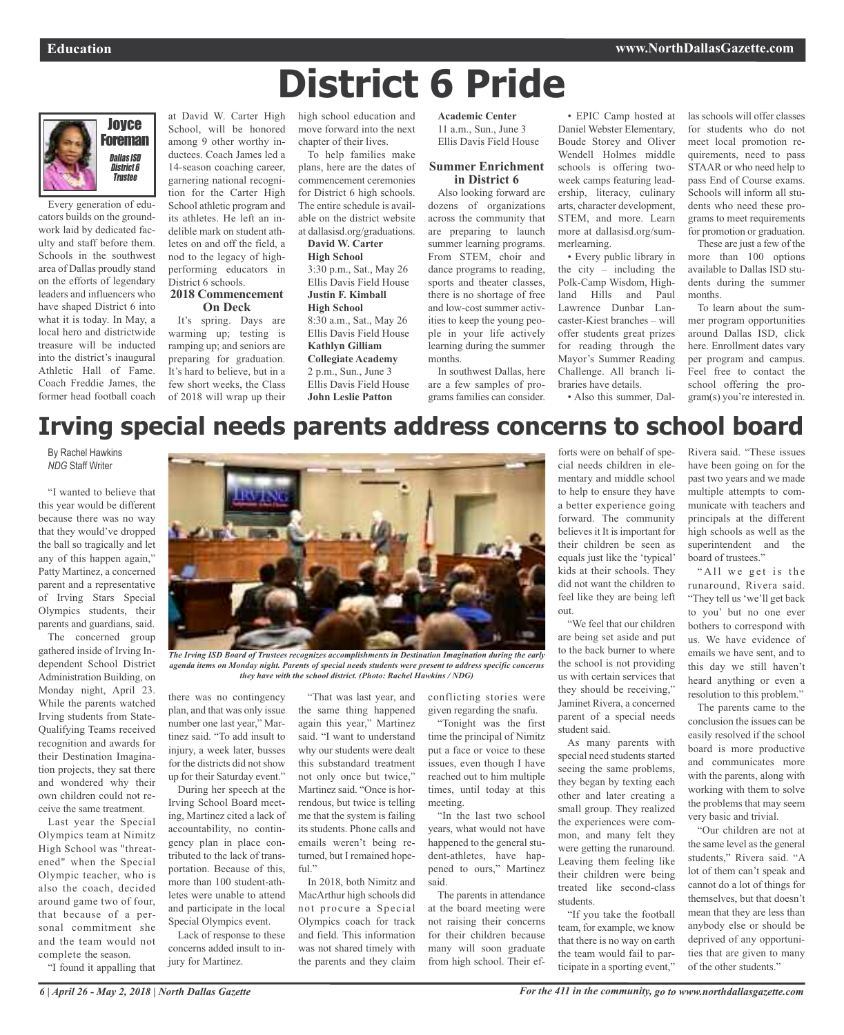# District 6 Pride

**Joyce Foreman**
*Dallas ISD District 6 Trustee*

Every generation of educators builds on the groundwork laid by dedicated faculty and staff before them. Schools in the southwest area of Dallas proudly stand on the efforts of legendary leaders and influencers who have shaped District 6 into what it is today. In May, a local hero and districtwide treasure will be inducted into the district's inaugural Athletic Hall of Fame. Coach Freddie James, the former head football coach at David W. Carter High School, will be honored among 9 other worthy inductees. Coach James led a 14-season coaching career, garnering national recognition for the Carter High School athletic program and its athletes. He left an indelible mark on student athletes on and off the field, a nod to the legacy of high-performing educators in District 6 schools.

### 2018 Commencement On Deck

It's spring. Days are warming up; testing is ramping up; and seniors are preparing for graduation. It's hard to believe, but in a few short weeks, the Class of 2018 will wrap up their high school education and move forward into the next chapter of their lives.

To help families make plans, here are the dates of commencement ceremonies for District 6 high schools. The entire schedule is available on the district website at dallasisd.org/graduations.

**David W. Carter High School**
3:30 p.m., Sat., May 26
Ellis Davis Field House

**Justin F. Kimball High School**
8:30 a.m., Sat., May 26
Ellis Davis Field House

**Kathlyn Gilliam Collegiate Academy**
2 p.m., Sun., June 3
Ellis Davis Field House

**John Leslie Patton Academic Center**
11 a.m., Sun., June 3
Ellis Davis Field House

### Summer Enrichment in District 6

Also looking forward are dozens of organizations across the community that are preparing to launch summer learning programs. From STEM, choir and dance programs to reading, sports and theater classes, there is no shortage of free and low-cost summer activities to keep the young people in your life actively learning during the summer months.

In southwest Dallas, here are a few samples of programs families can consider.

- EPIC Camp hosted at Daniel Webster Elementary, Boude Storey and Oliver Wendell Holmes middle schools is offering two-week camps featuring leadership, literacy, culinary arts, character development, STEM, and more. Learn more at dallasisd.org/summerlearning.
- Every public library in the city – including the Polk-Camp Wisdom, Highland Hills and Paul Lawrence Dunbar Lancaster-Kiest branches – will offer students great prizes for reading through the Mayor's Summer Reading Challenge. All branch libraries have details.
- Also this summer, Dallas schools will offer classes for students who do not meet local promotion requirements, need to pass STAAR or who need help to pass End of Course exams. Schools will inform all students who need these programs to meet requirements for promotion or graduation.

These are just a few of the more than 100 options available to Dallas ISD students during the summer months.

To learn about the summer program opportunities around Dallas ISD, click here. Enrollment dates vary per program and campus. Feel free to contact the school offering the program(s) you're interested in.

# Irving special needs parents address concerns to school board

By Rachel Hawkins
*NDG* Staff Writer

*The Irving ISD Board of Trustees recognizes accomplishments in Destination Imagination during the early agenda items on Monday night. Parents of special needs students were present to address specific concerns they have with the school district. (Photo: Rachel Hawkins / NDG)*

"I wanted to believe that this year would be different because there was no way that they would've dropped the ball so tragically and let any of this happen again," Patty Martinez, a concerned parent and a representative of Irving Stars Special Olympics students, their parents and guardians, said.

The concerned group gathered inside of Irving Independent School District Administration Building, on Monday night, April 23. While the parents watched Irving students from State-Qualifying Teams received recognition and awards for their Destination Imagination projects, they sat there and wondered why their own children could not receive the same treatment.

Last year the Special Olympics team at Nimitz High School was "threatened" when the Special Olympic teacher, who is also the coach, decided around game two of four, that because of a personal commitment she and the team would not complete the season.

"I found it appalling that there was no contingency plan, and that was only issue number one last year," Martinez said. "To add insult to injury, a week later, busses for the districts did not show up for their Saturday event."

During her speech at the Irving School Board meeting, Martinez cited a lack of accountability, no contingency plan in place contributed to the lack of transportation. Because of this, more than 100 student-athletes were unable to attend and participate in the local Special Olympics event.

Lack of response to these concerns added insult to injury for Martinez.

"That was last year, and the same thing happened again this year," Martinez said. "I want to understand why our students were dealt this substandard treatment not only once but twice," Martinez said. "Once is horrendous, but twice is telling me that the system is failing its students. Phone calls and emails weren't being returned, but I remained hopeful."

In 2018, both Nimitz and MacArthur high schools did not procure a Special Olympics coach for track and field. This information was not shared timely with the parents and they claim conflicting stories were given regarding the snafu.

"Tonight was the first time the principal of Nimitz put a face or voice to these issues, even though I have reached out to him multiple times, until today at this meeting.

"In the last two school years, what would not have happened to the general student-athletes, have happened to ours," Martinez said.

The parents in attendance at the board meeting were not raising their concerns for their children because many will soon graduate from high school. Their efforts were on behalf of special needs children in elementary and middle school to help to ensure they have a better experience going forward. The community believes it It is important for their children be seen as equals just like the 'typical' kids at their schools. They did not want the children to feel like they are being left out.

"We feel that our children are being set aside and put to the back burner to where the school is not providing us with certain services that they should be receiving," Jaminet Rivera, a concerned parent of a special needs student said.

As many parents with special need students started seeing the same problems, they began by texting each other and later creating a small group. They realized the experiences were common, and many felt they were getting the runaround. Leaving them feeling like their children were being treated like second-class students.

"If you take the football team, for example, we know that there is no way on earth the team would fail to participate in a sporting event," Rivera said. "These issues have been going on for the past two years and we made multiple attempts to communicate with teachers and principals at the different high schools as well as the superintendent and the board of trustees."

"All we get is the runaround, Rivera said. "They tell us 'we'll get back to you' but no one ever bothers to correspond with us. We have evidence of emails we have sent, and to this day we still haven't heard anything or even a resolution to this problem."

The parents came to the conclusion the issues can be easily resolved if the school board is more productive and communicates more with the parents, along with working with them to solve the problems that may seem very basic and trivial.

"Our children are not at the same level as the general students," Rivera said. "A lot of them can't speak and cannot do a lot of things for themselves, but that doesn't mean that they are less than anybody else or should be deprived of any opportunities that are given to many of the other students."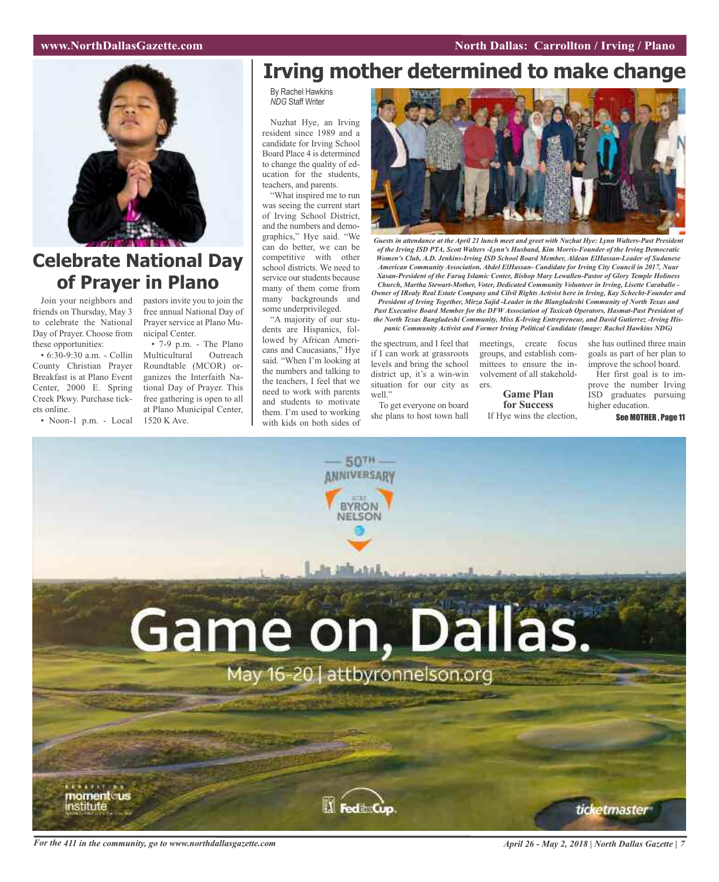## Celebrate National Day of Prayer in Plano

Join your neighbors and friends on Thursday, May 3 to celebrate the National Day of Prayer. Choose from these opportunities:

• 6:30-9:30 a.m. - Collin County Christian Prayer Breakfast is at Plano Event Center, 2000 E. Spring Creek Pkwy. Purchase tickets online.

• Noon-1 p.m. - Local pastors invite you to join the free annual National Day of Prayer service at Plano Municipal Center.

• 7-9 p.m. - The Plano Multicultural Outreach Roundtable (MCOR) organizes the Interfaith National Day of Prayer. This free gathering is open to all at Plano Municipal Center, 1520 K Ave.

# Irving mother determined to make change

By Rachel Hawkins
*NDG* Staff Writer

Nuzhat Hye, an Irving resident since 1989 and a candidate for Irving School Board Place 4 is determined to change the quality of education for the students, teachers, and parents.

"What inspired me to run was seeing the current start of Irving School District, and the numbers and demographics," Hye said. "We can do better, we can be competitive with other school districts. We need to service our students because many of them come from many backgrounds and some underprivileged.

"A majority of our students are Hispanics, followed by African Americans and Caucasians," Hye said. "When I'm looking at the numbers and talking to the teachers, I feel that we need to work with parents and students to motivate them. I'm used to working with kids on both sides of the spectrum, and I feel that if I can work at grassroots levels and bring the school district up, it's a win-win situation for our city as well."

To get everyone on board she plans to host town hall meetings, create focus groups, and establish committees to ensure the involvement of all stakeholders.

*Guests in attendance at the April 21 lunch meet and greet with Nuzhat Hye: Lynn Walters-Past President of the Irving ISD PTA, Scott Walters -Lynn's Husband, Kim Morris-Founder of the Irving Democratic Women's Club, A.D. Jenkins-Irving ISD School Board Member, Aldean ElHassan-Leader of Sudanese American Community Association, Abdel ElHassan- Candidate for Irving City Council in 2017, Nuur Xasan-President of the Faruq Islamic Center, Bishop Mary Lewallen-Pastor of Glory Temple Holiness Church, Martha Stewart-Mother, Voter, Dedicated Community Volunteer in Irving, Lisette Caraballo - Owner of IRealy Real Estate Company and Cilvil Rights Activist here in Irving, Kay Schecht-Founder and President of Irving Together, Mirza Sajid -Leader in the Blangladeshi Community of North Texas and Past Executive Board Member for the DFW Association of Taxicab Operators, Hasmat-Past President of the North Texas Bangladeshi Community, Miss K-Irving Entrepreneur, and David Gutierrez -Irving Hispanic Community Activist and Former Irving Political Candidate (Image: Rachel Hawkins NDG)*

### Game Plan for Success

If Hye wins the election, she has outlined three main goals as part of her plan to improve the school board.

Her first goal is to improve the number Irving ISD graduates pursuing higher education.

**See MOTHER, Page 11**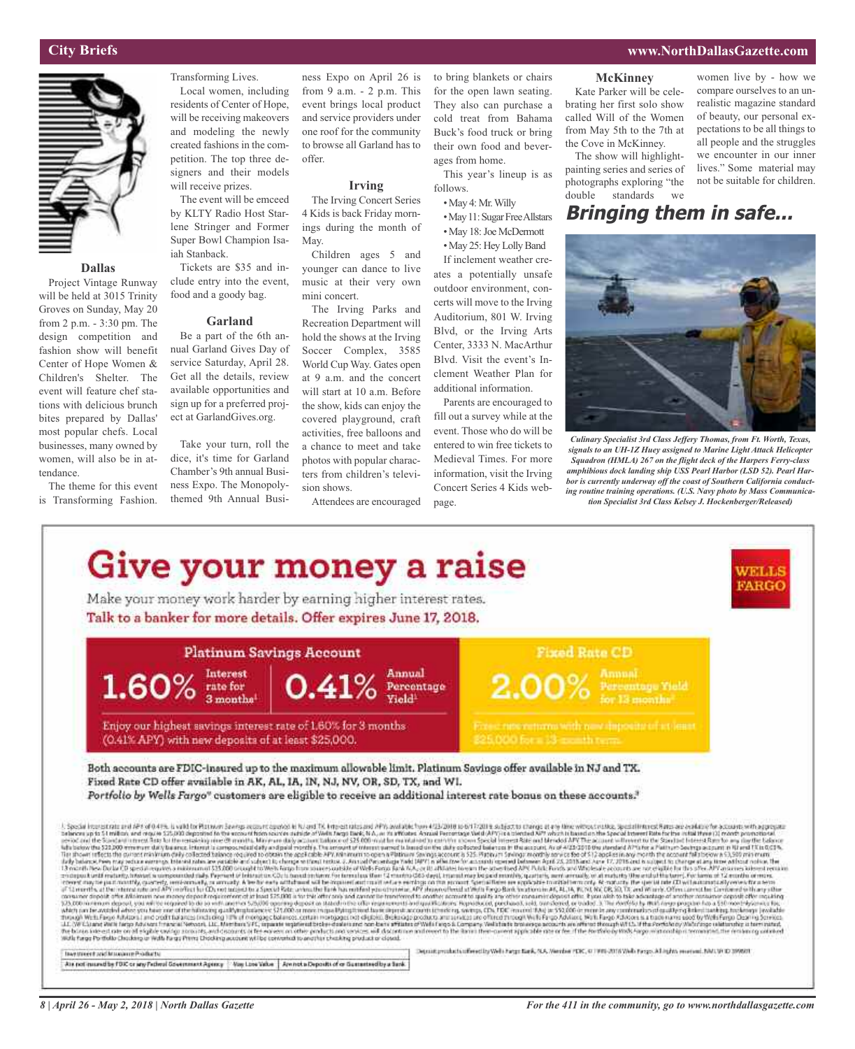## City Briefs

### Dallas

Project Vintage Runway will be held at 3015 Trinity Groves on Sunday, May 20 from 2 p.m. - 3:30 pm. The design competition and fashion show will benefit Center of Hope Women & Children's Shelter. The event will feature chef stations with delicious brunch bites prepared by Dallas' most popular chefs. Local businesses, many owned by women, will also be in attendance.

The theme for this event is Transforming Fashion. Transforming Lives.

Local women, including residents of Center of Hope, will be receiving makeovers and modeling the newly created fashions in the competition. The top three designers and their models will receive prizes.

The event will be emceed by KLTY Radio Host Starlene Stringer and Former Super Bowl Champion Isaiah Stanback.

Tickets are $35 and include entry into the event, food and a goody bag.

### Garland

Be a part of the 6th annual Garland Gives Day of service Saturday, April 28. Get all the details, review available opportunities and sign up for a preferred project at GarlandGives.org.

Take your turn, roll the dice, it's time for Garland Chamber's 9th annual Business Expo. The Monopoly-themed 9th Annual Business Expo on April 26 is from 9 a.m. - 2 p.m. This event brings local product and service providers under one roof for the community to browse all Garland has to offer.

### Irving

The Irving Concert Series 4 Kids is back Friday mornings during the month of May.

Children ages 5 and younger can dance to live music at their very own mini concert.

The Irving Parks and Recreation Department will hold the shows at the Irving Soccer Complex, 3585 World Cup Way. Gates open at 9 a.m. and the concert will start at 10 a.m. Before the show, kids can enjoy the covered playground, craft activities, free balloons and a chance to meet and take photos with popular characters from children's television shows.

Attendees are encouraged to bring blankets or chairs for the open lawn seating. They also can purchase a cold treat from Bahama Buck's food truck or bring their own food and beverages from home.

This year's lineup is as follows.

- May 4: Mr. Willy
- May 11: Sugar Free Allstars
- May 18: Joe McDermott
- May 25: Hey Lolly Band

If inclement weather creates a potentially unsafe outdoor environment, concerts will move to the Irving Auditorium, 801 W. Irving Blvd, or the Irving Arts Center, 3333 N. MacArthur Blvd. Visit the event's Inclement Weather Plan for additional information.

Parents are encouraged to fill out a survey while at the event. Those who do will be entered to win free tickets to Medieval Times. For more information, visit the Irving Concert Series 4 Kids webpage.

### McKinney

Kate Parker will be celebrating her first solo show called Will of the Women from May 5th to the 7th at the Cove in McKinney.

The show will highlight painting series and series of photographs exploring "the double standards we women live by - how we compare ourselves to an unrealistic magazine standard of beauty, our personal expectations to be all things to all people and the struggles we encounter in our inner lives." Some material may not be suitable for children.

## *Bringing them in safe...*

*Culinary Specialist 3rd Class Jeffery Thomas, from Ft. Worth, Texas, signals to an UH-1Z Huey assigned to Marine Light Attack Helicopter Squadron (HMLA) 267 on the flight deck of the Harpers Ferry-class amphibious dock landing ship USS Pearl Harbor (LSD 52). Pearl Harbor is currently underway off the coast of Southern California conducting routine training operations. (U.S. Navy photo by Mass Communication Specialist 3rd Class Kelsey J. Hockenberger/Released)*

# Give your money a raise

Make your money work harder by earning higher interest rates.

**Talk to a banker for more details. Offer expires June 17, 2018.**

WELLS FARGO

**Platinum Savings Account**

1.60% Interest rate for 3 months[1] | 0.41% Annual Percentage Yield[1]

Enjoy our highest savings interest rate of 1.60% for 3 months (0.41% APY) with new deposits of at least $25,000.

**Fixed Rate CD**

2.00% Annual Percentage Yield for 13 months[2]

Fixed rate returns with new deposits of at least $25,000 for a 13-month term.

**Both accounts are FDIC-insured up to the maximum allowable limit. Platinum Savings offer available in NJ and TX. Fixed Rate CD offer available in AK, AL, IA, IN, NJ, NV, OR, SD, TX, and WI.**

***Portfolio by Wells Fargo*® customers are eligible to receive an additional interest rate bonus on these accounts.[3]**

| Investment and Insurance Products: | | |
|---|---|---|
| Are not insured by FDIC or any Federal Government Agency | May Lose Value | Are not a Deposit of or Guaranteed by a Bank |

Deposit products offered by Wells Fargo Bank, N.A. Member FDIC. © 1995-2018 Wells Fargo. All rights reserved.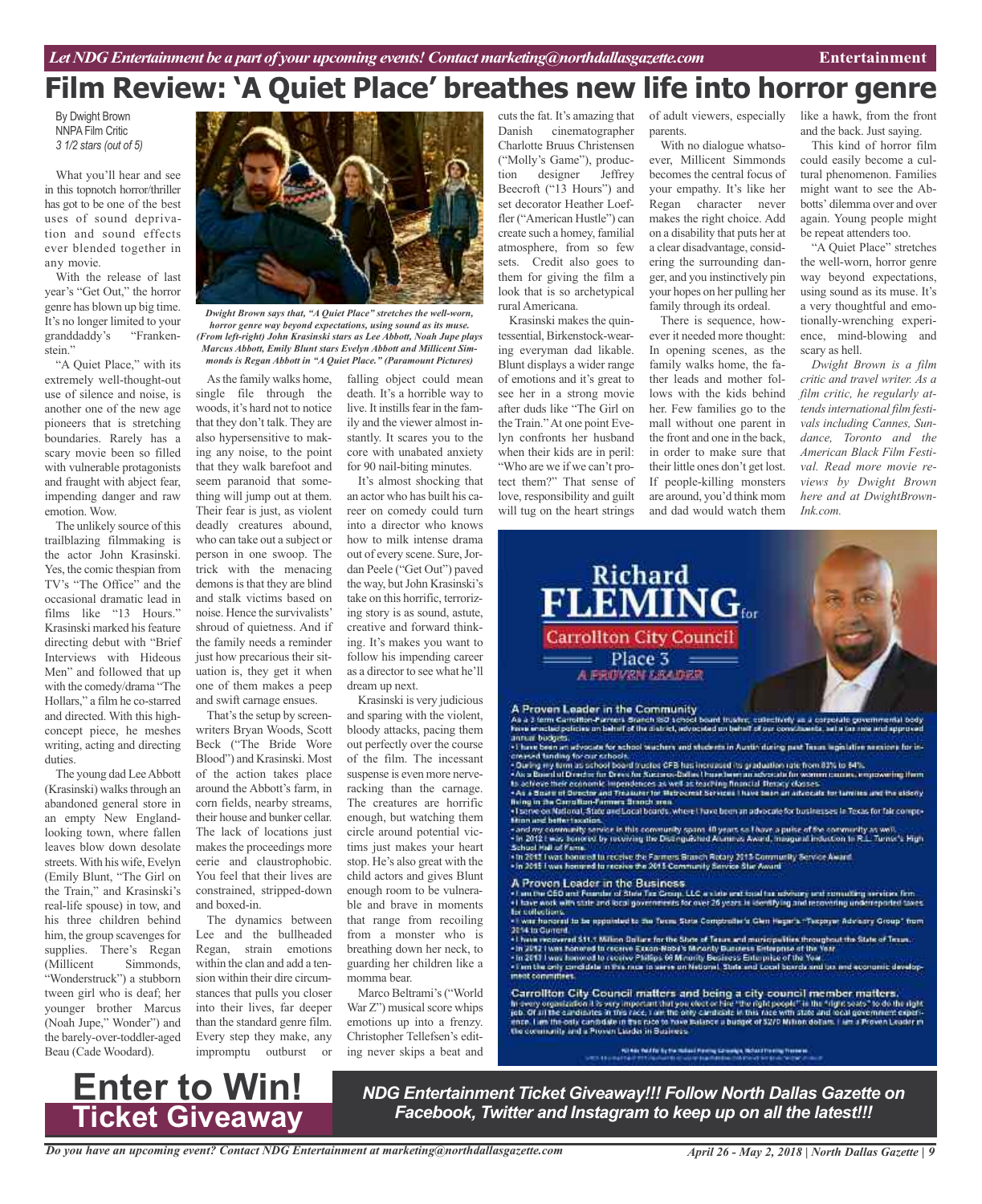# Film Review: 'A Quiet Place' breathes new life into horror genre

By Dwight Brown
NNPA Film Critic
*3 1/2 stars (out of 5)*

What you'll hear and see in this topnotch horror/thriller has got to be one of the best uses of sound deprivation and sound effects ever blended together in any movie.

With the release of last year's "Get Out," the horror genre has blown up big time. It's no longer limited to your granddaddy's "Frankenstein."

"A Quiet Place," with its extremely well-thought-out use of silence and noise, is another one of the new age pioneers that is stretching boundaries. Rarely has a scary movie been so filled with vulnerable protagonists and fraught with abject fear, impending danger and raw emotion. Wow.

The unlikely source of this trailblazing filmmaking is the actor John Krasinski. Yes, the comic thespian from TV's "The Office" and the occasional dramatic lead in films like "13 Hours." Krasinski marked his feature directing debut with "Brief Interviews with Hideous Men" and followed that up with the comedy/drama "The Hollars," a film he co-starred and directed. With this high-concept piece, he meshes writing, acting and directing duties.

The young dad Lee Abbott (Krasinski) walks through an abandoned general store in an empty New England-looking town, where fallen leaves blow down desolate streets. With his wife, Evelyn (Emily Blunt, "The Girl on the Train," and Krasinski's real-life spouse) in tow, and his three children behind him, the group scavenges for supplies. There's Regan (Millicent Simmonds, "Wonderstruck") a stubborn tween girl who is deaf; her younger brother Marcus (Noah Jupe," Wonder") and the barely-over-toddler-aged Beau (Cade Woodard).

*Dwight Brown says that, "A Quiet Place" stretches the well-worn, horror genre way beyond expectations, using sound as its muse. (From left-right) John Krasinski stars as Lee Abbott, Noah Jupe plays Marcus Abbott, Emily Blunt stars Evelyn Abbott and Millicent Simmonds is Regan Abbott in "A Quiet Place." (Paramount Pictures)*

As the family walks home, single file through the woods, it's hard not to notice that they don't talk. They are also hypersensitive to making any noise, to the point that they walk barefoot and seem paranoid that something will jump out at them. Their fear is just, as violent deadly creatures abound, who can take out a subject or person in one swoop. The trick with the menacing demons is that they are blind and stalk victims based on noise. Hence the survivalists' shroud of quietness. And if the family needs a reminder just how precarious their situation is, they get it when one of them makes a peep and swift carnage ensues.

That's the setup by screenwriters Bryan Woods, Scott Beck ("The Bride Wore Blood") and Krasinski. Most of the action takes place around the Abbott's farm, in corn fields, nearby streams, their house and bunker cellar. The lack of locations just makes the proceedings more eerie and claustrophobic. You feel that their lives are constrained, stripped-down and boxed-in.

The dynamics between Lee and the bullheaded Regan, strain emotions within the clan and add a tension within their dire circumstances that pulls you closer into their lives, far deeper than the standard genre film. Every step they make, any impromptu outburst or falling object could mean death. It's a horrible way to live. It instills fear in the family and the viewer almost instantly. It scares you to the core with unabated anxiety for 90 nail-biting minutes.

It's almost shocking that an actor who has built his career on comedy could turn into a director who knows how to milk intense drama out of every scene. Sure, Jordan Peele ("Get Out") paved the way, but John Krasinski's take on this horrific, terrorizing story is as sound, astute, creative and forward thinking. It's makes you want to follow his impending career as a director to see what he'll dream up next.

Krasinski is very judicious and sparing with the violent, bloody attacks, pacing them out perfectly over the course of the film. The incessant suspense is even more nerve-racking than the carnage. The creatures are horrific enough, but watching them circle around potential victims just makes your heart stop. He's also great with the child actors and gives Blunt enough room to be vulnerable and brave in moments that range from recoiling from a monster who is breathing down her neck, to guarding her children like a momma bear.

Marco Beltrami's ("World War Z") musical score whips emotions up into a frenzy. Christopher Tellefsen's editing never skips a beat and cuts the fat. It's amazing that Danish cinematographer Charlotte Bruus Christensen ("Molly's Game"), production designer Jeffrey Beecroft ("13 Hours") and set decorator Heather Loeffler ("American Hustle") can create such a homey, familial atmosphere, from so few sets. Credit also goes to them for giving the film a look that is so archetypical rural Americana.

Krasinski makes the quintessential, Birkenstock-wearing everyman dad likable. Blunt displays a wider range of emotions and it's great to see her in a strong movie when after duds like "The Girl on the Train." At one point Evelyn confronts her husband when their kids are in peril: "Who are we if we can't protect them?" That sense of love, responsibility and guilt will tug on the heart strings of adult viewers, especially parents.

With no dialogue whatsoever, Millicent Simmonds becomes the central focus of your empathy. It's like her Regan character never makes the right choice. Add on a disability that puts her at a clear disadvantage, considering the surrounding danger, and you instinctively pin your hopes on her pulling her family through its ordeal.

There is sequence, however it needed more thought: In opening scenes, as the family walks home, the father leads and mother follows with the kids behind her. Few families go to the mall without one parent in the front and one in the back, in order to make sure that their little ones don't get lost. If people-killing monsters are around, you'd think mom and dad would watch them like a hawk, from the front and the back. Just saying.

This kind of horror film could easily become a cultural phenomenon. Families might want to see the Abbotts' dilemma over and over again. Young people might be repeat attenders too.

"A Quiet Place" stretches the well-worn, horror genre way beyond expectations, using sound as its muse. It's a very thoughtful and emotionally-wrenching experience, mind-blowing and scary as hell.

*Dwight Brown is a film critic and travel writer. As a film critic, he regularly attends international film festivals including Cannes, Sundance, Toronto and the American Black Film Festival. Read more movie reviews by Dwight Brown here and at DwightBrown-Ink.com.*

# Enter to Win! Ticket Giveaway

***NDG Entertainment Ticket Giveaway!!! Follow North Dallas Gazette on Facebook, Twitter and Instagram to keep up on all the latest!!!***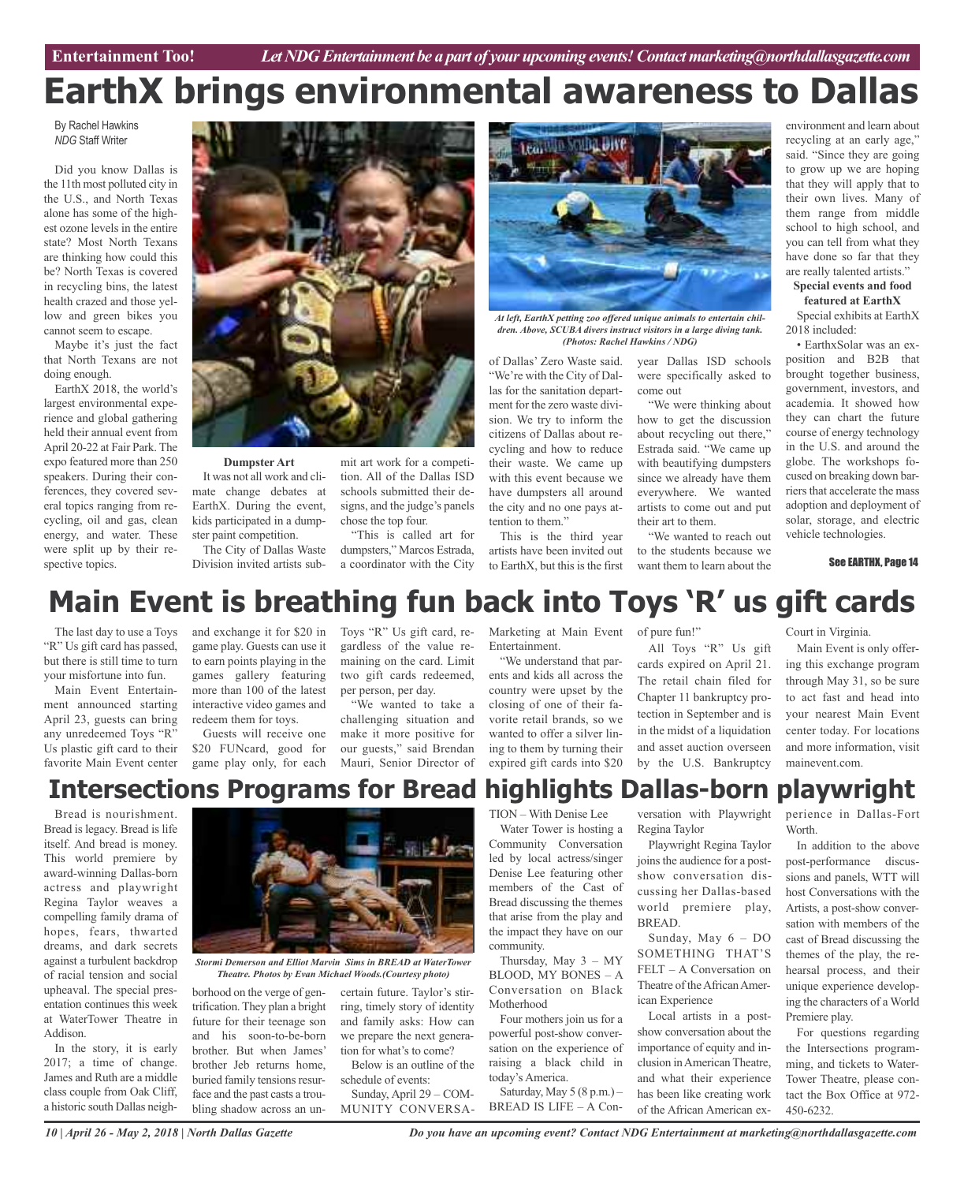# EarthX brings environmental awareness to Dallas

By Rachel Hawkins
*NDG* Staff Writer

Did you know Dallas is the 11th most polluted city in the U.S., and North Texas alone has some of the highest ozone levels in the entire state? Most North Texans are thinking how could this be? North Texas is covered in recycling bins, the latest health crazed and those yellow and green bikes you cannot seem to escape.

Maybe it's just the fact that North Texans are not doing enough.

EarthX 2018, the world's largest environmental experience and global gathering held their annual event from April 20-22 at Fair Park. The expo featured more than 250 speakers. During their conferences, they covered several topics ranging from recycling, oil and gas, clean energy, and water. These were split up by their respective topics.

**Dumpster Art**

It was not all work and climate change debates at EarthX. During the event, kids participated in a dumpster paint competition.

The City of Dallas Waste Division invited artists submit art work for a competition. All of the Dallas ISD schools submitted their designs, and the judge's panels chose the top four.

"This is called art for dumpsters," Marcos Estrada, a coordinator with the City of Dallas' Zero Waste said. "We're with the City of Dallas for the sanitation department for the zero waste division. We try to inform the citizens of Dallas about recycling and how to reduce their waste. We came up with this event because we have dumpsters all around the city and no one pays attention to them."

*At left, EarthX petting zoo offered unique animals to entertain children. Above, SCUBA divers instruct visitors in a large diving tank. (Photos: Rachel Hawkins / NDG)*

This is the third year artists have been invited out to EarthX, but this is the first year Dallas ISD schools were specifically asked to come out

"We were thinking about how to get the discussion about recycling out there," Estrada said. "We came up with beautifying dumpsters since we already have them everywhere. We wanted artists to come out and put their art to them.

"We wanted to reach out to the students because we want them to learn about the environment and learn about recycling at an early age," said. "Since they are going to grow up we are hoping that they will apply that to their own lives. Many of them range from middle school to high school, and you can tell from what they have done so far that they are really talented artists."

**Special events and food featured at EarthX**

Special exhibits at EarthX 2018 included:

• EarthxSolar was an exposition and B2B that brought together business, government, investors, and academia. It showed how they can chart the future course of energy technology in the U.S. and around the globe. The workshops focused on breaking down barriers that accelerate the mass adoption and deployment of solar, storage, and electric vehicle technologies.

See EARTHX, Page 14

# Main Event is breathing fun back into Toys 'R' us gift cards

The last day to use a Toys "R" Us gift card has passed, but there is still time to turn your misfortune into fun.

Main Event Entertainment announced starting April 23, guests can bring any unredeemed Toys "R" Us plastic gift card to their favorite Main Event center and exchange it for $20 in game play. Guests can use it to earn points playing in the games gallery featuring more than 100 of the latest interactive video games and redeem them for toys.

Guests will receive one $20 FUNcard, good for game play only, for each Toys "R" Us gift card, regardless of the value remaining on the card. Limit two gift cards redeemed, per person, per day.

"We wanted to take a challenging situation and make it more positive for our guests," said Brendan Mauri, Senior Director of Marketing at Main Event Entertainment.

"We understand that parents and kids all across the country were upset by the closing of one of their favorite retail brands, so we wanted to offer a silver lining to them by turning their expired gift cards into $20 of pure fun!"

All Toys "R" Us gift cards expired on April 21. The retail chain filed for Chapter 11 bankruptcy protection in September and is in the midst of a liquidation and asset auction overseen by the U.S. Bankruptcy Court in Virginia.

Main Event is only offering this exchange program through May 31, so be sure to act fast and head into your nearest Main Event center today. For locations and more information, visit mainevent.com.

# Intersections Programs for Bread highlights Dallas-born playwright

Bread is nourishment. Bread is legacy. Bread is life itself. And bread is money. This world premiere by award-winning Dallas-born actress and playwright Regina Taylor weaves a compelling family drama of hopes, fears, thwarted dreams, and dark secrets against a turbulent backdrop of racial tension and social upheaval. The special presentation continues this week at WaterTower Theatre in Addison.

In the story, it is early 2017; a time of change. James and Ruth are a middle class couple from Oak Cliff, a historic south Dallas neighborhood on the verge of gentrification. They plan a bright future for their teenage son and his soon-to-be-born brother. But when James' brother Jeb returns home, buried family tensions resurface and the past casts a troubling shadow across an uncertain future. Taylor's stirring, timely story of identity and family asks: How can we prepare the next generation for what's to come?

*Stormi Demerson and Elliot Marvin Sims in BREAD at WaterTower Theatre. Photos by Evan Michael Woods.(Courtesy photo)*

Below is an outline of the schedule of events:

Sunday, April 29 – COMMUNITY CONVERSATION – With Denise Lee

Water Tower is hosting a Community Conversation led by local actress/singer Denise Lee featuring other members of the Cast of Bread discussing the themes that arise from the play and the impact they have on our community.

Thursday, May 3 – MY BLOOD, MY BONES – A Conversation on Black Motherhood

Four mothers join us for a powerful post-show conversation on the experience of raising a black child in today's America.

Saturday, May 5 (8 p.m.) – BREAD IS LIFE – A Conversation with Playwright Regina Taylor

Playwright Regina Taylor joins the audience for a post-show conversation discussing her Dallas-based world premiere play, BREAD.

Sunday, May 6 – DO SOMETHING THAT'S FELT – A Conversation on Theatre of the African American Experience

Local artists in a post-show conversation about the importance of equity and inclusion in American Theatre, and what their experience has been like creating work of the African American experience in Dallas-Fort Worth.

In addition to the above post-performance discussions and panels, WTT will host Conversations with the Artists, a post-show conversation with members of the cast of Bread discussing the themes of the play, the rehearsal process, and their unique experience developing the characters of a World Premiere play.

For questions regarding the Intersections programming, and tickets to WaterTower Theatre, please contact the Box Office at 972-450-6232.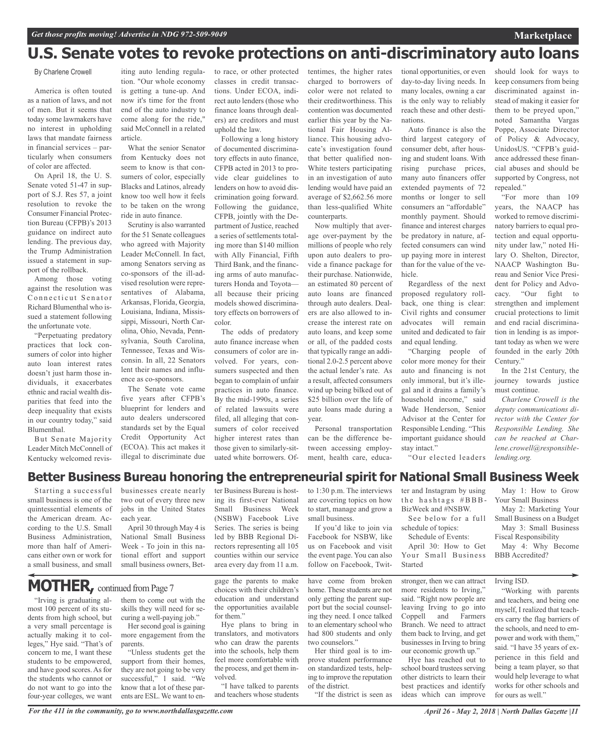# U.S. Senate votes to revoke protections on anti-discriminatory auto loans

By Charlene Crowell

America is often touted as a nation of laws, and not of men. But it seems that today some lawmakers have no interest in upholding laws that mandate fairness in financial services – particularly when consumers of color are affected.

On April 18, the U. S. Senate voted 51-47 in support of S.J. Res 57, a joint resolution to revoke the Consumer Financial Protection Bureau (CFPB)'s 2013 guidance on indirect auto lending. The previous day, the Trump Administration issued a statement in support of the rollback.

Among those voting against the resolution was Connecticut Senator Richard Blumenthal who issued a statement following the unfortunate vote.

"Perpetuating predatory practices that lock consumers of color into higher auto loan interest rates doesn't just harm those individuals, it exacerbates ethnic and racial wealth disparities that feed into the deep inequality that exists in our country today," said Blumenthal.

But Senate Majority Leader Mitch McConnell of Kentucky welcomed revisiting auto lending regulation. "Our whole economy is getting a tune-up. And now it's time for the front end of the auto industry to come along for the ride," said McConnell in a related article.

What the senior Senator from Kentucky does not seem to know is that consumers of color, especially Blacks and Latinos, already know too well how it feels to be taken on the wrong ride in auto finance.

Scrutiny is also warranted for the 51 Senate colleagues who agreed with Majority Leader McConnell. In fact, among Senators serving as co-sponsors of the ill-advised resolution were representatives of Alabama, Arkansas, Florida, Georgia, Louisiana, Indiana, Mississippi, Missouri, North Carolina, Ohio, Nevada, Pennsylvania, South Carolina, Tennessee, Texas and Wisconsin. In all, 22 Senators lent their names and influence as co-sponsors.

The Senate vote came five years after CFPB's blueprint for lenders and auto dealers underscored standards set by the Equal Credit Opportunity Act (ECOA). This act makes it illegal to discriminate due to race, or other protected classes in credit transactions. Under ECOA, indirect auto lenders (those who finance loans through dealers) are creditors and must uphold the law.

Following a long history of documented discriminatory effects in auto finance, CFPB acted in 2013 to provide clear guidelines to lenders on how to avoid discrimination going forward. Following the guidance, CFPB, jointly with the Department of Justice, reached a series of settlements totaling more than $140 million with Ally Financial, Fifth Third Bank, and the financing arms of auto manufacturers Honda and Toyota—all because their pricing models showed discriminatory effects on borrowers of color.

The odds of predatory auto finance increase when consumers of color are involved. For years, consumers suspected and then began to complain of unfair practices in auto finance. By the mid-1990s, a series of related lawsuits were filed, all alleging that consumers of color received higher interest rates than those given to similarly-situated white borrowers. Oftentimes, the higher rates charged to borrowers of color were not related to their creditworthiness. This contention was documented earlier this year by the National Fair Housing Alliance. This housing advocate's investigation found that better qualified non-White testers participating in an investigation of auto lending would have paid an average of $2,662.56 more than less-qualified White counterparts.

Now multiply that average over-payment by the millions of people who rely upon auto dealers to provide a finance package for their purchase. Nationwide, an estimated 80 percent of auto loans are financed through auto dealers. Dealers are also allowed to increase the interest rate on auto loans, and keep some or all, of the padded costs that typically range an additional 2.0-2.5 percent above the actual lender's rate. As a result, affected consumers wind up being bilked out of $25 billion over the life of auto loans made during a year.

Personal transportation can be the difference between accessing employment, health care, educational opportunities, or even day-to-day living needs. In many locales, owning a car is the only way to reliably reach these and other destinations.

Auto finance is also the third largest category of consumer debt, after housing and student loans. With rising purchase prices, many auto financers offer extended payments of 72 months or longer to sell consumers an "affordable" monthly payment. Should finance and interest charges be predatory in nature, affected consumers can wind up paying more in interest than for the value of the vehicle.

Regardless of the next proposed regulatory rollback, one thing is clear: Civil rights and consumer advocates will remain united and dedicated to fair and equal lending.

"Charging people of color more money for their auto and financing is not only immoral, but it's illegal and it drains a family's household income," said Wade Henderson, Senior Advisor at the Center for Responsible Lending. "This important guidance should stay intact."

"Our elected leaders should look for ways to keep consumers from being discriminated against instead of making it easier for them to be preyed upon," noted Samantha Vargas Poppe, Associate Director of Policy & Advocacy, UnidosUS. "CFPB's guidance addressed these financial abuses and should be supported by Congress, not repealed."

"For more than 109 years, the NAACP has worked to remove discriminatory barriers to equal protection and equal opportunity under law," noted Hilary O. Shelton, Director, NAACP Washington Bureau and Senior Vice President for Policy and Advocacy. "Our fight to strengthen and implement crucial protections to limit and end racial discrimination in lending is as important today as when we were founded in the early 20th Century."

In the 21st Century, the journey towards justice must continue.

*Charlene Crowell is the deputy communications director with the Center for Responsible Lending. She can be reached at Charlene.crowell@responsiblelending.org.*

# Better Business Bureau honoring the entrepreneurial spirit for National Small Business Week

Starting a successful small business is one of the quintessential elements of the American dream. According to the U.S. Small Business Administration, more than half of Americans either own or work for a small business, and small businesses create nearly two out of every three new jobs in the United States each year.

April 30 through May 4 is National Small Business Week - To join in this national effort and support small business owners, Better Business Bureau is hosting its first-ever National Small Business Week (NSBW) Facebook Live Series. The series is being led by BBB Regional Directors representing all 105 counties within our service area every day from 11 a.m. to 1:30 p.m. The interviews are covering topics on how to start, manage and grow a small business.

If you'd like to join via Facebook for NSBW, like us on Facebook and visit the event page. You can also follow on Facebook, Twitter and Instagram by using the hashtags #BBBBizWeek and #NSBW.

See below for a full schedule of topics:

Schedule of Events:

April 30: How to Get Your Small Business Started

May 1: How to Grow Your Small Business

May 2: Marketing Your Small Business on a Budget

May 3: Small Business Fiscal Responsibility

May 4: Why Become BBB Accredited?

# MOTHER, continued from Page 7

"Irving is graduating almost 100 percent of its students from high school, but a very small percentage is actually making it to colleges," Hye said. "That's of concern to me, I want these students to be empowered, and have good scores. As for the students who cannot or do not want to go into the four-year colleges, we want them to come out with the skills they will need for securing a well-paying job."

Her second goal is gaining more engagement from the parents.

"Unless students get the support from their homes, they are not going to be very successful," l said. "We know that a lot of these parents are ESL. We want to engage the parents to make choices with their children's education and understand the opportunities available for them."

Hye plans to bring in translators, and motivators who can draw the parents into the schools, help them feel more comfortable with the process, and get them involved.

"I have talked to parents and teachers whose students have come from broken home. These students are not only getting the parent support but the social counseling they need. I once talked to an elementary school who had 800 students and only two counselors."

Her third goal is to improve student performance on standardized tests, helping to improve the reputation of the district.

"If the district is seen as stronger, then we can attract more residents to Irving," said. "Right now people are leaving Irving to go into Coppell and Farmers Branch. We need to attract them back to Irving, and get businesses in Irving to bring our economic growth up."

Hye has reached out to school board trustees serving other districts to learn their best practices and identify ideas which can improve Irving ISD.

"Working with parents and teachers, and being one myself, I realized that teachers carry the flag barriers of the schools, and need to empower and work with them," said. "I have 35 years of experience in this field and being a team player, so that would help leverage to what works for other schools and for ours as well."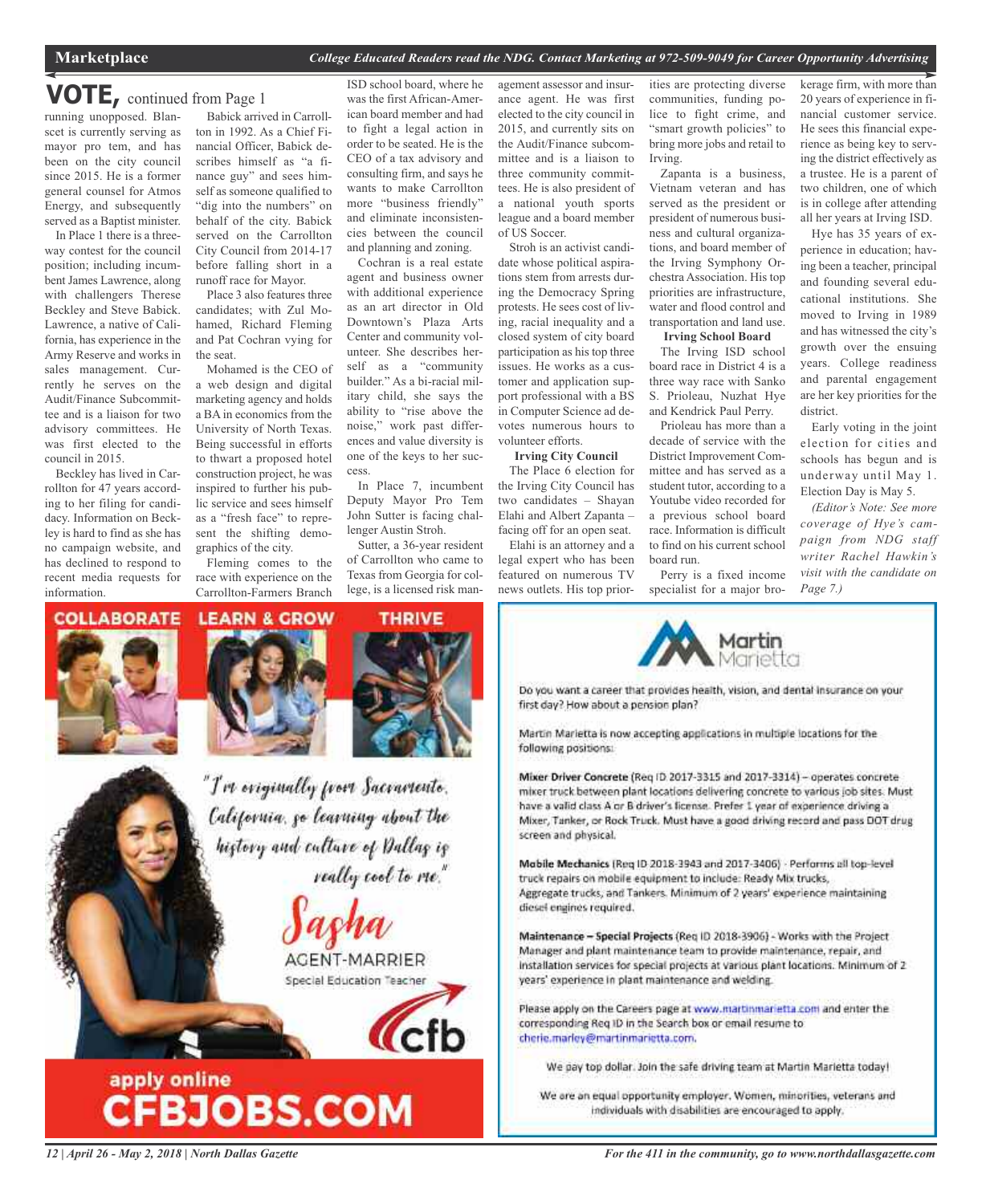# VOTE, continued from Page 1

running unopposed. Blanscet is currently serving as mayor pro tem, and has been on the city council since 2015. He is a former general counsel for Atmos Energy, and subsequently served as a Baptist minister.

In Place 1 there is a three-way contest for the council position; including incumbent James Lawrence, along with challengers Therese Beckley and Steve Babick. Lawrence, a native of California, has experience in the Army Reserve and works in sales management. Currently he serves on the Audit/Finance Subcommittee and is a liaison for two advisory committees. He was first elected to the council in 2015.

Beckley has lived in Carrollton for 47 years according to her filing for candidacy. Information on Beckley is hard to find as she has no campaign website, and has declined to respond to recent media requests for information.

Babick arrived in Carrollton in 1992. As a Chief Financial Officer, Babick describes himself as "a finance guy" and sees himself as someone qualified to "dig into the numbers" on behalf of the city. Babick served on the Carrollton City Council from 2014-17 before falling short in a runoff race for Mayor.

Place 3 also features three candidates; with Zul Mohamed, Richard Fleming and Pat Cochran vying for the seat.

Mohamed is the CEO of a web design and digital marketing agency and holds a BA in economics from the University of North Texas. Being successful in efforts to thwart a proposed hotel construction project, he was inspired to further his public service and sees himself as a "fresh face" to represent the shifting demographics of the city.

Fleming comes to the race with experience on the Carrollton-Farmers Branch ISD school board, where he was the first African-American board member and had to fight a legal action in order to be seated. He is the CEO of a tax advisory and consulting firm, and says he wants to make Carrollton more "business friendly" and eliminate inconsistencies between the council and planning and zoning.

Cochran is a real estate agent and business owner with additional experience as an art director in Old Downtown's Plaza Arts Center and community volunteer. She describes herself as a "community builder." As a bi-racial military child, she says the ability to "rise above the noise," work past differences and value diversity is one of the keys to her success.

In Place 7, incumbent Deputy Mayor Pro Tem John Sutter is facing challenger Austin Stroh.

Sutter, a 36-year resident of Carrollton who came to Texas from Georgia for college, is a licensed risk management assessor and insurance agent. He was first elected to the city council in 2015, and currently sits on the Audit/Finance subcommittee and is a liaison to three community committees. He is also president of a national youth sports league and a board member of US Soccer.

Stroh is an activist candidate whose political aspirations stem from arrests during the Democracy Spring protests. He sees cost of living, racial inequality and a closed system of city board participation as his top three issues. He works as a customer and application support professional with a BS in Computer Science ad devotes numerous hours to volunteer efforts.

**Irving City Council**

The Place 6 election for the Irving City Council has two candidates – Shayan Elahi and Albert Zapanta – facing off for an open seat.

Elahi is an attorney and a legal expert who has been featured on numerous TV news outlets. His top priorities are protecting diverse communities, funding police to fight crime, and "smart growth policies" to bring more jobs and retail to Irving.

Zapanta is a business, Vietnam veteran and has served as the president or president of numerous business and cultural organizations, and board member of the Irving Symphony Orchestra Association. His top priorities are infrastructure, water and flood control and transportation and land use.

**Irving School Board**

The Irving ISD school board race in District 4 is a three way race with Sanko S. Prioleau, Nuzhat Hye and Kendrick Paul Perry.

Prioleau has more than a decade of service with the District Improvement Committee and has served as a student tutor, according to a Youtube video recorded for a previous school board race. Information is difficult to find on his current school board run.

Perry is a fixed income specialist for a major brokerage firm, with more than 20 years of experience in financial customer service. He sees this financial experience as being key to serving the district effectively as a trustee. He is a parent of two children, one of which is in college after attending all her years at Irving ISD.

Hye has 35 years of experience in education; having been a teacher, principal and founding several educational institutions. She moved to Irving in 1989 and has witnessed the city's growth over the ensuing years. College readiness and parental engagement are her key priorities for the district.

Early voting in the joint election for cities and schools has begun and is underway until May 1. Election Day is May 5.

*(Editor's Note: See more coverage of Hye's campaign from NDG staff writer Rachel Hawkin's visit with the candidate on Page 7.)*

---

COLLABORATE LEARN & GROW THRIVE

"I'm originally from Sacramento, California, so learning about the history and culture of Dallas is really cool to me."

Sasha AGENT-MARRIER
Special Education Teacher

cfb

apply online
**CFBJOBS.COM**

---

**Martin Marietta**

Do you want a career that provides health, vision, and dental insurance on your first day? How about a pension plan?

Martin Marietta is now accepting applications in multiple locations for the following positions:

**Mixer Driver Concrete** (Req ID 2017-3315 and 2017-3314) – operates concrete mixer truck between plant locations delivering concrete to various job sites. Must have a valid class A or B driver's license. Prefer 1 year of experience driving a Mixer, Tanker, or Rock Truck. Must have a good driving record and pass DOT drug screen and physical.

**Mobile Mechanics** (Req ID 2018-3943 and 2017-3406) - Performs all top-level truck repairs on mobile equipment to include: Ready Mix trucks, Aggregate trucks, and Tankers. Minimum of 2 years' experience maintaining diesel engines required.

**Maintenance – Special Projects** (Req ID 2018-3906) - Works with the Project Manager and plant maintenance team to provide maintenance, repair, and installation services for special projects at various plant locations. Minimum of 2 years' experience in plant maintenance and welding.

Please apply on the Careers page at www.martinmarietta.com and enter the corresponding Req ID in the Search box or email resume to cherie.marley@martinmarietta.com.

We pay top dollar. Join the safe driving team at Martin Marietta today!

We are an equal opportunity employer. Women, minorities, veterans and individuals with disabilities are encouraged to apply.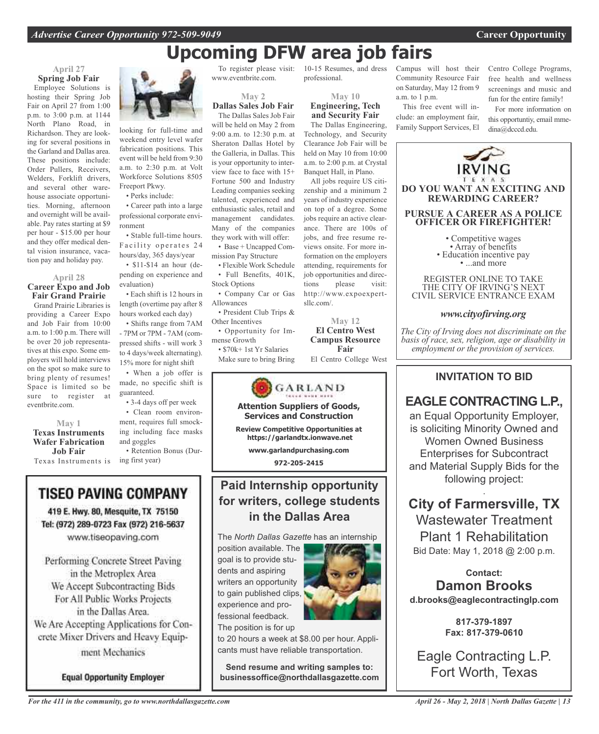# Upcoming DFW area job fairs

**April 27**
**Spring Job Fair**

Employee Solutions is hosting their Spring Job Fair on April 27 from 1:00 p.m. to 3:00 p.m. at 1144 North Plano Road, in Richardson. They are looking for several positions in the Garland and Dallas area. These positions include: Order Pullers, Receivers, Welders, Forklift drivers, and several other warehouse associate opportunities. Morning, afternoon and overnight will be available. Pay rates starting at $9 per hour - $15.00 per hour and they offer medical dental vision insurance, vacation pay and holiday pay.

**April 28**
**Career Expo and Job Fair Grand Prairie**

Grand Prairie Libraries is providing a Career Expo and Job Fair from 10:00 a.m. to 1:00 p.m. There will be over 20 job representatives at this expo. Some employers will hold interviews on the spot so make sure to bring plenty of resumes! Space is limited so be sure to register at eventbrite.com.

**May 1**
**Texas Instruments Wafer Fabrication Job Fair**

Texas Instruments is looking for full-time and weekend entry level wafer fabrication positions. This event will be held from 9:30 a.m. to 2:30 p.m. at Volt Workforce Solutions 8505 Freeport Pkwy.

- Perks include:
- Career path into a large professional corporate environment
- Stable full-time hours. Facility operates 24 hours/day, 365 days/year
- $11-$14 an hour (depending on experience and evaluation)
- Each shift is 12 hours in length (overtime pay after 8 hours worked each day)
- Shifts range from 7AM - 7PM or 7PM - 7AM (compressed shifts - will work 3 to 4 days/week alternating). 15% more for night shift
- When a job offer is made, no specific shift is guaranteed.
- 3-4 days off per week
- Clean room environment, requires full smocking including face masks and goggles
- Retention Bonus (During first year)

To register please visit: www.eventbrite.com.

**May 2**
**Dallas Sales Job Fair**

The Dallas Sales Job Fair will be held on May 2 from 9:00 a.m. to 12:30 p.m. at Sheraton Dallas Hotel by the Galleria, in Dallas. This is your opportunity to interview face to face with 15+ Fortune 500 and Industry Leading companies seeking talented, experienced and enthusiastic sales, retail and management candidates. Many of the companies they work with will offer:

- Base + Uncapped Commission Pay Structure
- Flexible Work Schedule
- Full Benefits, 401K, Stock Options
- Company Car or Gas Allowances
- President Club Trips & Other Incentives
- Opportunity for Immense Growth
- $70k+ 1st Yr Salaries

Make sure to bring Bring 10-15 Resumes, and dress professional.

**May 10**
**Engineering, Tech and Security Fair**

The Dallas Engineering, Technology, and Security Clearance Job Fair will be held on May 10 from 10:00 a.m. to 2:00 p.m. at Crystal Banquet Hall, in Plano.

All jobs require US citizenship and a minimum 2 years of industry experience on top of a degree. Some jobs require an active clearance. There are 100s of jobs, and free resume reviews onsite. For more information on the employers attending, requirements for job opportunities and directions please visit: http://www.expoexpertsllc.com/.

**May 12**
**El Centro West Campus Resource Fair**

El Centro College West Campus will host their Community Resource Fair on Saturday, May 12 from 9 a.m. to 1 p.m.

This free event will include: an employment fair, Family Support Services, El Centro College Programs, free health and wellness screenings and music and fun for the entire family!

For more information on this opportuntiy, email mmedina@dcccd.edu.

---

IRVING TEXAS

**DO YOU WANT AN EXCITING AND REWARDING CAREER?**

**PURSUE A CAREER AS A POLICE OFFICER OR FIREFIGHTER!**

- Competitive wages
- Array of benefits
- Education incentive pay
- ...and more

REGISTER ONLINE TO TAKE THE CITY OF IRVING'S NEXT CIVIL SERVICE ENTRANCE EXAM

***www.cityofirving.org***

*The City of Irving does not discriminate on the basis of race, sex, religion, age or disability in employment or the provision of services.*

---

GARLAND

**Attention Suppliers of Goods, Services and Construction**

**Review Competitive Opportunities at https://garlandtx.ionwave.net**

**www.garlandpurchasing.com**

**972-205-2415**

---

## TISEO PAVING COMPANY

**419 E. Hwy. 80, Mesquite, TX 75150**
**Tel: (972) 289-0723 Fax (972) 216-5637**
www.tiseopaving.com

Performing Concrete Street Paving in the Metroplex Area
We Accept Subcontracting Bids For All Public Works Projects in the Dallas Area.
We Are Accepting Applications for Concrete Mixer Drivers and Heavy Equipment Mechanics

**Equal Opportunity Employer**

---

## Paid Internship opportunity for writers, college students in the Dallas Area

The *North Dallas Gazette* has an internship position available. The goal is to provide students and aspiring writers an opportunity to gain published clips, experience and professional feedback. The position is for up to 20 hours a week at $8.00 per hour. Applicants must have reliable transportation.

**Send resume and writing samples to: businessoffice@northdallasgazette.com**

---

**INVITATION TO BID**

## EAGLE CONTRACTING L.P.,

an Equal Opportunity Employer, is soliciting Minority Owned and Women Owned Business Enterprises for Subcontract and Material Supply Bids for the following project:

**City of Farmersville, TX**
Wastewater Treatment Plant 1 Rehabilitation
Bid Date: May 1, 2018 @ 2:00 p.m.

**Contact:**
**Damon Brooks**
**d.brooks@eaglecontractinglp.com**

**817-379-1897**
**Fax: 817-379-0610**

Eagle Contracting L.P.
Fort Worth, Texas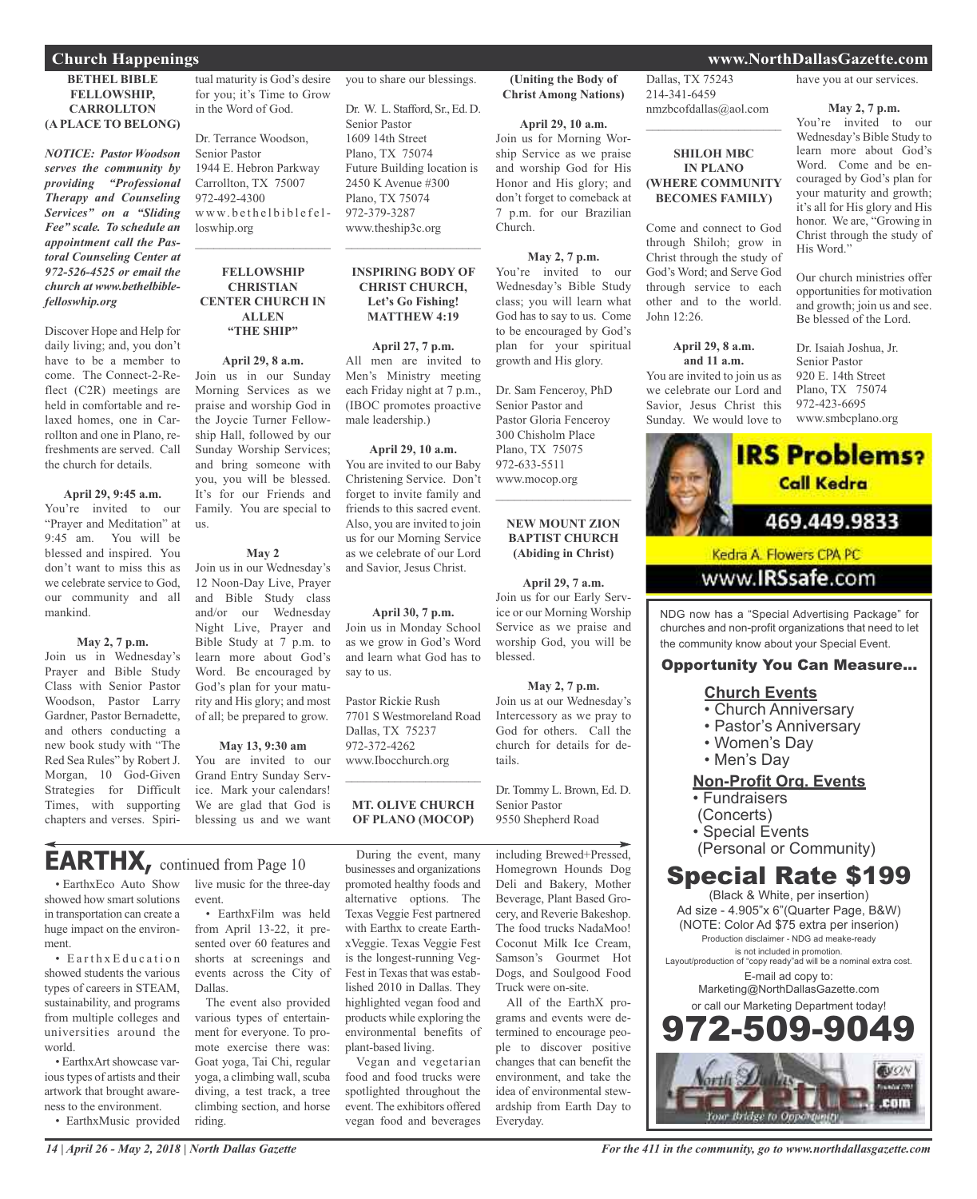## Church Happenings

**BETHEL BIBLE FELLOWSHIP, CARROLLTON (A PLACE TO BELONG)**

***NOTICE: Pastor Woodson serves the community by providing "Professional Therapy and Counseling Services" on a "Sliding Fee" scale. To schedule an appointment call the Pastoral Counseling Center at 972-526-4525 or email the church at www.bethelbiblefelloswhip.org***

Discover Hope and Help for daily living; and, you don't have to be a member to come. The Connect-2-Reflect (C2R) meetings are held in comfortable and relaxed homes, one in Carrollton and one in Plano, refreshments are served. Call the church for details.

**April 29, 9:45 a.m.**
You're invited to our "Prayer and Meditation" at 9:45 am. You will be blessed and inspired. You don't want to miss this as we celebrate service to God, our community and all mankind.

**May 2, 7 p.m.**
Join us in Wednesday's Prayer and Bible Study Class with Senior Pastor Woodson, Pastor Larry Gardner, Pastor Bernadette, and others conducting a new book study with "The Red Sea Rules" by Robert J. Morgan, 10 God-Given Strategies for Difficult Times, with supporting chapters and verses. Spiritual maturity is God's desire for you; it's Time to Grow in the Word of God.

Dr. Terrance Woodson,
Senior Pastor
1944 E. Hebron Parkway
Carrollton, TX 75007
972-492-4300
www.bethelbiblefelloswhip.org

---

**FELLOWSHIP CHRISTIAN CENTER CHURCH IN ALLEN "THE SHIP"**

**April 29, 8 a.m.**
Join us in our Sunday Morning Services as we praise and worship God in the Joycie Turner Fellowship Hall, followed by our Sunday Worship Services; and bring someone with you, you will be blessed. It's for our Friends and Family. You are special to us.

**May 2**
Join us in our Wednesday's 12 Noon-Day Live, Prayer and Bible Study class and/or our Wednesday Night Live, Prayer and Bible Study at 7 p.m. to learn more about God's Word. Be encouraged by God's plan for your maturity and His glory; and most of all; be prepared to grow.

**May 13, 9:30 am**
You are invited to our Grand Entry Sunday Service. Mark your calendars! We are glad that God is blessing us and we want you to share our blessings.

Dr. W. L. Stafford, Sr., Ed. D.
Senior Pastor
1609 14th Street
Plano, TX 75074
Future Building location is
2450 K Avenue #300
Plano, TX 75074
972-379-3287
www.theship3c.org

---

**INSPIRING BODY OF CHRIST CHURCH, Let's Go Fishing! MATTHEW 4:19**

**April 27, 7 p.m.**
All men are invited to Men's Ministry meeting each Friday night at 7 p.m., (IBOC promotes proactive male leadership.)

**April 29, 10 a.m.**
You are invited to our Baby Christening Service. Don't forget to invite family and friends to this sacred event. Also, you are invited to join us for our Morning Service as we celebrate of our Lord and Savior, Jesus Christ.

**April 30, 7 p.m.**
Join us in Monday School as we grow in God's Word and learn what God has to say to us.

Pastor Rickie Rush
7701 S Westmoreland Road
Dallas, TX 75237
972-372-4262
www.Ibocchurch.org

---

**MT. OLIVE CHURCH OF PLANO (MOCOP) (Uniting the Body of Christ Among Nations)**

**April 29, 10 a.m.**
Join us for Morning Worship Service as we praise and worship God for His Honor and His glory; and don't forget to comeback at 7 p.m. for our Brazilian Church.

**May 2, 7 p.m.**
You're invited to our Wednesday's Bible Study class; you will learn what God has to say to us. Come to be encouraged by God's plan for your spiritual growth and His glory.

Dr. Sam Fenceroy, PhD
Senior Pastor and
Pastor Gloria Fenceroy
300 Chisholm Place
Plano, TX 75075
972-633-5511
www.mocop.org

---

**NEW MOUNT ZION BAPTIST CHURCH (Abiding in Christ)**

**April 29, 7 a.m.**
Join us for our Early Service or our Morning Worship Service as we praise and worship God, you will be blessed.

**May 2, 7 p.m.**
Join us at our Wednesday's Intercessory as we pray to God for others. Call the church for details for details.

Dr. Tommy L. Brown, Ed. D.
Senior Pastor
9550 Shepherd Road
Dallas, TX 75243
214-341-6459
nmzbcofdallas@aol.com

---

**SHILOH MBC IN PLANO (WHERE COMMUNITY BECOMES FAMILY)**

Come and connect to God through Shiloh; grow in Christ through the study of God's Word; and Serve God through service to each other and to the world. John 12:26.

**April 29, 8 a.m. and 11 a.m.**
You are invited to join us as we celebrate our Lord and Savior, Jesus Christ this Sunday. We would love to have you at our services.

**May 2, 7 p.m.**
You're invited to our Wednesday's Bible Study to learn more about God's Word. Come and be encouraged by God's plan for your maturity and growth; it's all for His glory and His honor. We are, "Growing in Christ through the study of His Word."

Our church ministries offer opportunities for motivation and growth; join us and see. Be blessed of the Lord.

Dr. Isaiah Joshua, Jr.
Senior Pastor
920 E. 14th Street
Plano, TX 75074
972-423-6695
www.smbcplano.org

---

**IRS Problems? Call Kedra**
469.449.9833
Kedra A. Flowers CPA PC
www.IRSsafe.com

---

NDG now has a "Special Advertising Package" for churches and non-profit organizations that need to let the community know about your Special Event.

**Opportunity You Can Measure...**

**Church Events**
- Church Anniversary
- Pastor's Anniversary
- Women's Day
- Men's Day

**Non-Profit Org. Events**
- Fundraisers (Concerts)
- Special Events (Personal or Community)

**Special Rate $199**
(Black & White, per insertion)
Ad size - 4.905"x 6"(Quarter Page, B&W)
(NOTE: Color Ad $75 extra per inserion)
Production disclaimer - NDG ad meake-ready is not included in promotion.
Layout/production of "copy ready"ad will be a nominal extra cost.
E-mail ad copy to:
Marketing@NorthDallasGazette.com
or call our Marketing Department today!
**972-509-9049**

---

## EARTHX, continued from Page 10

• EarthxEco Auto Show showed how smart solutions in transportation can create a huge impact on the environment.

• EarthxEducation showed students the various types of careers in STEAM, sustainability, and programs from multiple colleges and universities around the world.

• EarthxArt showcase various types of artists and their artwork that brought awareness to the environment.

• EarthxMusic provided live music for the three-day event.

• EarthxFilm was held from April 13-22, it presented over 60 features and shorts at screenings and events across the City of Dallas.

The event also provided various types of entertainment for everyone. To promote exercise there was: Goat yoga, Tai Chi, regular yoga, a climbing wall, scuba diving, a test track, a tree climbing section, and horse riding.

During the event, many businesses and organizations promoted healthy foods and alternative options. The Texas Veggie Fest partnered with Earthx to create EarthxVeggie. Texas Veggie Fest is the longest-running Veg-Fest in Texas that was established 2010 in Dallas. They highlighted vegan food and products while exploring the environmental benefits of plant-based living.

Vegan and vegetarian food and food trucks were spotlighted throughout the event. The exhibitors offered vegan food and beverages including Brewed+Pressed, Homegrown Hounds Dog Deli and Bakery, Mother Beverage, Plant Based Grocery, and Reverie Bakeshop. The food trucks NadaMoo! Coconut Milk Ice Cream, Samson's Gourmet Hot Dogs, and Soulgood Food Truck were on-site.

All of the EarthX programs and events were determined to encourage people to discover positive changes that can benefit the environment, and take the idea of environmental stewardship from Earth Day to Everyday.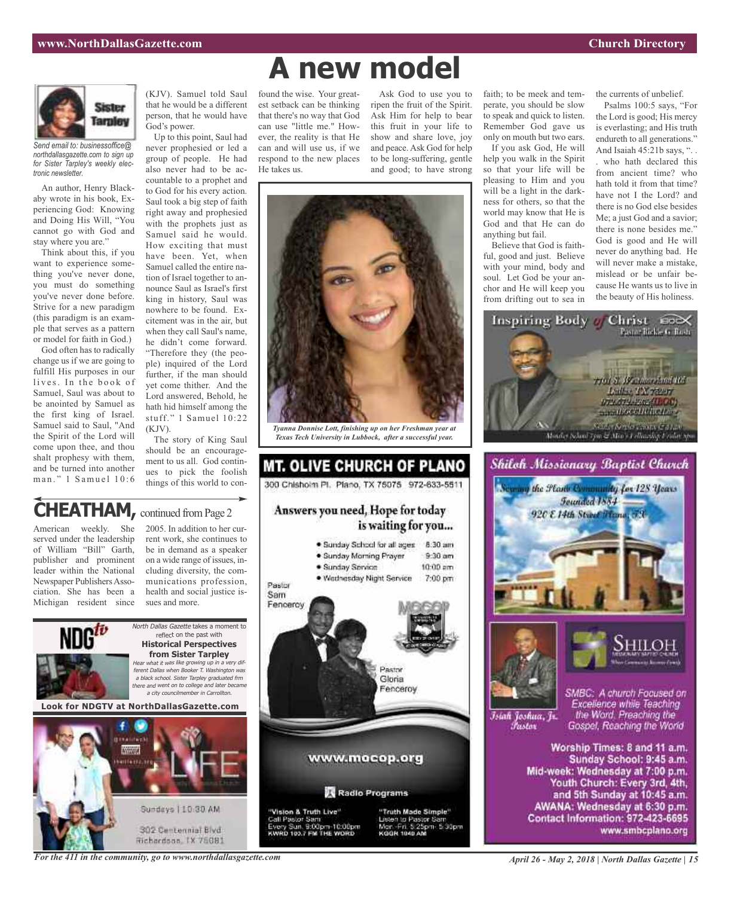# A new model

*Send email to: businessoffice@northdallasgazette.com to sign up for Sister Tarpley's weekly electronic newsletter.*

An author, Henry Blackaby wrote in his book, Experiencing God: Knowing and Doing His Will, "You cannot go with God and stay where you are."

Think about this, if you want to experience something you've never done, you must do something you've never done before. Strive for a new paradigm (this paradigm is an example that serves as a pattern or model for faith in God.)

God often has to radically change us if we are going to fulfill His purposes in our lives. In the book of Samuel, Saul was about to be anointed by Samuel as the first king of Israel. Samuel said to Saul, "And the Spirit of the Lord will come upon thee, and thou shalt prophesy with them, and be turned into another man." 1 Samuel 10:6 (KJV). Samuel told Saul that he would be a different person, that he would have God's power.

Up to this point, Saul had never prophesied or led a group of people. He had also never had to be accountable to a prophet and to God for his every action. Saul took a big step of faith right away and prophesied with the prophets just as Samuel said he would. How exciting that must have been. Yet, when Samuel called the entire nation of Israel together to announce Saul as Israel's first king in history, Saul was nowhere to be found. Excitement was in the air, but when they call Saul's name, he didn't come forward. "Therefore they (the people) inquired of the Lord further, if the man should yet come thither. And the Lord answered, Behold, he hath hid himself among the stuff." 1 Samuel 10:22 (KJV).

The story of King Saul should be an encouragement to us all. God continues to pick the foolish things of this world to confound the wise. Your greatest setback can be thinking that there's no way that God can use "little me." However, the reality is that He can and will use us, if we respond to the new places He takes us.

Ask God to use you to ripen the fruit of the Spirit. Ask Him for help to bear this fruit in your life to show and share love, joy and peace. Ask God for help to be long-suffering, gentle and good; to have strong faith; to be meek and temperate, you should be slow to speak and quick to listen. Remember God gave us only on mouth but two ears.

If you ask God, He will help you walk in the Spirit so that your life will be pleasing to Him and you will be a light in the darkness for others, so that the world may know that He is God and that He can do anything but fail.

Believe that God is faithful, good and just. Believe with your mind, body and soul. Let God be your anchor and He will keep you from drifting out to sea in the currents of unbelief.

Psalms 100:5 says, "For the Lord is good; His mercy is everlasting; and His truth endureth to all generations." And Isaiah 45:21b says, ". . . who hath declared this from ancient time? who hath told it from that time? have not I the Lord? and there is no God else besides Me; a just God and a savior; there is none besides me." God is good and He will never do anything bad. He will never make a mistake, mislead or be unfair because He wants us to live in the beauty of His holiness.

*Tyanna Donnise Lott, finishing up on her Freshman year at Texas Tech University in Lubbock, after a successful year.*

## CHEATHAM, continued from Page 2

American weekly. She served under the leadership of William "Bill" Garth, publisher and prominent leader within the National Newspaper Publishers Association. She has been a Michigan resident since 2005. In addition to her current work, she continues to be in demand as a speaker on a wide range of issues, including diversity, the communications profession, health and social justice issues and more.

*North Dallas Gazette* takes a moment to reflect on the past with
**Historical Perspectives from Sister Tarpley**
*Hear what it was like growing up in a very different Dallas when Booker T. Washington was a black school. Sister Tarpley graduated frm there and went on to college and later became a city councilmember in Carrollton.*
**Look for NDGTV at NorthDallasGazette.com**

LIFE
Sundays | 10:30 AM
302 Centennial Blvd
Richardson, TX 75081

## MT. OLIVE CHURCH OF PLANO

300 Chisholm Pl. Plano, TX 75075 972-633-5511

**Answers you need, Hope for today is waiting for you...**

- Sunday School for all ages 8:30 am
- Sunday Morning Prayer 9:30 am
- Sunday Service 10:00 am
- Wednesday Night Service 7:00 pm

Pastor Sam Fenceroy
Pastor Gloria Fenceroy

www.mocop.org

Radio Programs

"Vision & Truth Live"
Call Pastor Sam
Every Sun. 9:00pm-10:00pm
KWRD 100.7 FM THE WORD

"Truth Made Simple"
Listen to Pastor Sam
Mon.-Fri. 5:25pm-5:30pm
KGGR 1040 AM

## Inspiring Body of Christ

Pastor Rickie G. Rush

7701 S. Westmoreland Rd
Dallas, TX 75237

## Shiloh Missionary Baptist Church

Serving the Plano Community for 128 Years
Founded 1884
920 E 14th Street Plano, TX

Isiah Joshua, Jr. Pastor

SHILOH MISSIONARY BAPTIST CHURCH

SMBC: A church Focused on Excellence while Teaching the Word, Preaching the Gospel, Reaching the World

Worship Times: 8 and 11 a.m.
Sunday School: 9:45 a.m.
Mid-week: Wednesday at 7:00 p.m.
Youth Church: Every 3rd, 4th, and 5th Sunday at 10:45 a.m.
AWANA: Wednesday at 6:30 p.m.
Contact Information: 972-423-6695
www.smbcplano.org

*For the 411 in the community, go to www.northdallasgazette.com*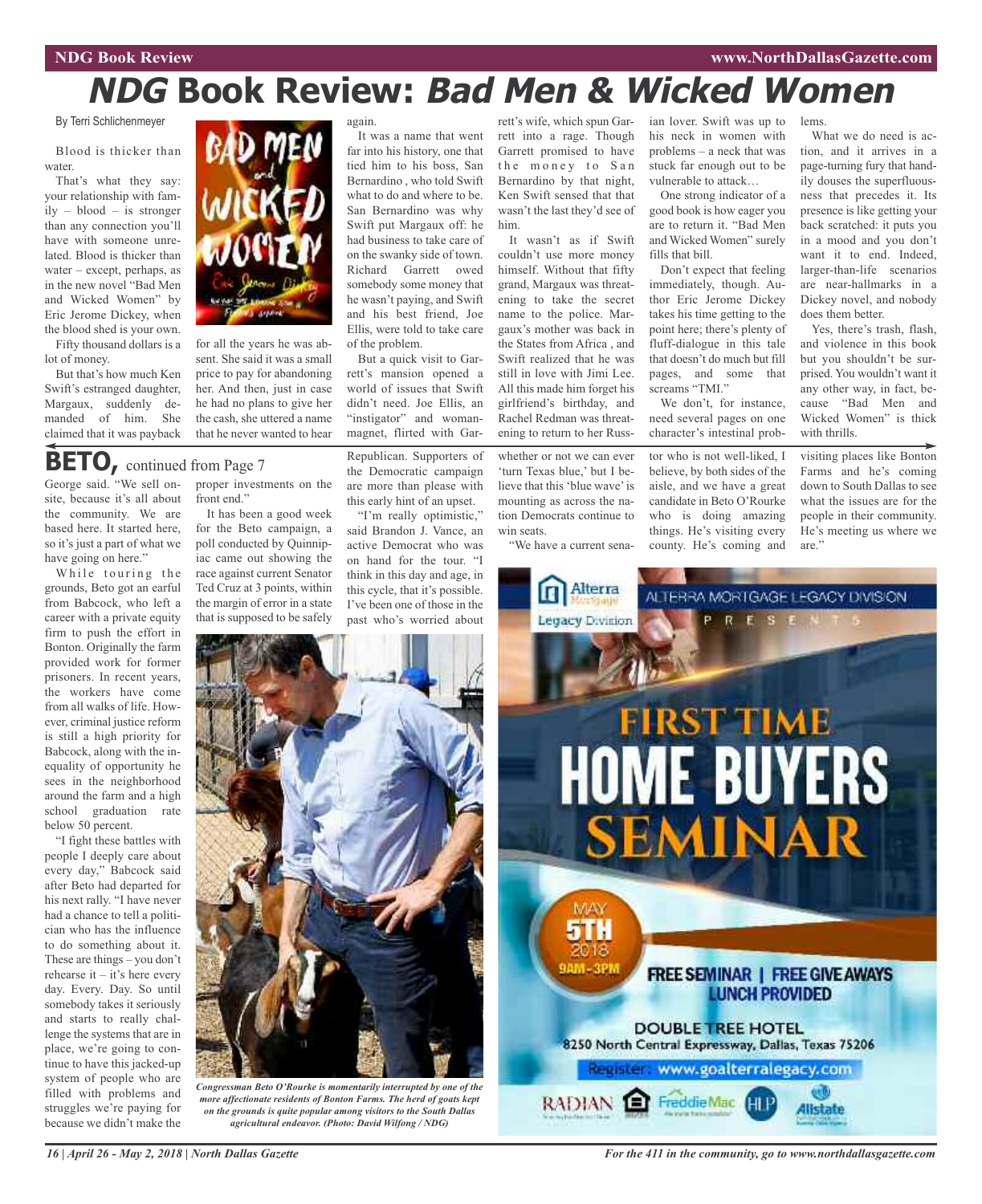# *NDG* Book Review: *Bad Men & Wicked Women*

By Terri Schlichenmeyer

Blood is thicker than water.

That's what they say: your relationship with family – blood – is stronger than any connection you'll have with someone unrelated. Blood is thicker than water – except, perhaps, as in the new novel "Bad Men and Wicked Women" by Eric Jerome Dickey, when the blood shed is your own.

Fifty thousand dollars is a lot of money.

But that's how much Ken Swift's estranged daughter, Margaux, suddenly demanded of him. She claimed that it was payback for all the years he was absent. She said it was a small price to pay for abandoning her. And then, just in case he had no plans to give her the cash, she uttered a name that he never wanted to hear again.

It was a name that went far into his history, one that tied him to his boss, San Bernardino, who told Swift what to do and where to be. San Bernardino was why Swift put Margaux off: he had business to take care of on the swanky side of town. Richard Garrett owed somebody some money that he wasn't paying, and Swift and his best friend, Joe Ellis, were told to take care of the problem.

But a quick visit to Garrett's mansion opened a world of issues that Swift didn't need. Joe Ellis, an "instigator" and woman-magnet, flirted with Garrett's wife, which spun Garrett into a rage. Though Garrett promised to have the money to San Bernardino by that night, Ken Swift sensed that that wasn't the last they'd see of him.

It wasn't as if Swift couldn't use more money himself. Without that fifty grand, Margaux was threatening to take the secret name to the police. Margaux's mother was back in the States from Africa, and Swift realized that he was still in love with Jimi Lee. All this made him forget his girlfriend's birthday, and Rachel Redman was threatening to return to her Russian lover. Swift was up to his neck in women with problems – a neck that was stuck far enough out to be vulnerable to attack…

One strong indicator of a good book is how eager you are to return it. "Bad Men and Wicked Women" surely fills that bill.

Don't expect that feeling immediately, though. Author Eric Jerome Dickey takes his time getting to the point here; there's plenty of fluff-dialogue in this tale that doesn't do much but fill pages, and some that screams "TMI."

We don't, for instance, need several pages on one character's intestinal problems.

What we do need is action, and it arrives in a page-turning fury that handily douses the superfluousness that precedes it. Its presence is like getting your back scratched: it puts you in a mood and you don't want it to end. Indeed, larger-than-life scenarios are near-hallmarks in a Dickey novel, and nobody does them better.

Yes, there's trash, flash, and violence in this book but you shouldn't be surprised. You wouldn't want it any other way, in fact, because "Bad Men and Wicked Women" is thick with thrills.

## BETO, continued from Page 7

George said. "We sell on-site, because it's all about the community. We are based here. It started here, so it's just a part of what we have going on here."

While touring the grounds, Beto got an earful from Babcock, who left a career with a private equity firm to push the effort in Bonton. Originally the farm provided work for former prisoners. In recent years, the workers have come from all walks of life. However, criminal justice reform is still a high priority for Babcock, along with the inequality of opportunity he sees in the neighborhood around the farm and a high school graduation rate below 50 percent.

"I fight these battles with people I deeply care about every day," Babcock said after Beto had departed for his next rally. "I have never had a chance to tell a politician who has the influence to do something about it. These are things – you don't rehearse it – it's here every day. Every. Day. So until somebody takes it seriously and starts to really challenge the systems that are in place, we're going to continue to have this jacked-up system of people who are filled with problems and struggles we're paying for because we didn't make the proper investments on the front end."

It has been a good week for the Beto campaign, a poll conducted by Quinnipiac came out showing the race against current Senator Ted Cruz at 3 points, within the margin of error in a state that is supposed to be safely Republican. Supporters of the Democratic campaign are more than please with this early hint of an upset.

"I'm really optimistic," said Brandon J. Vance, an active Democrat who was on hand for the tour. "I think in this day and age, in this cycle, that it's possible. I've been one of those in the past who's worried about whether or not we can ever 'turn Texas blue,' but I believe that this 'blue wave' is mounting as across the nation Democrats continue to win seats.

"We have a current senator who is not well-liked, I believe, by both sides of the aisle, and we have a great candidate in Beto O'Rourke who is doing amazing things. He's visiting every county. He's coming and visiting places like Bonton Farms and he's coming down to South Dallas to see what the issues are for the people in their community. He's meeting us where we are."

*Congressman Beto O'Rourke is momentarily interrupted by one of the more affectionate residents of Bonton Farms. The herd of goats kept on the grounds is quite popular among visitors to the South Dallas agricultural endeavor. (Photo: David Wilfong / NDG)*

Alterra Mortgage Legacy Division
ALTERRA MORTGAGE LEGACY DIVISION PRESENTS

FIRST TIME HOME BUYERS SEMINAR

MAY 5TH 2018 9AM - 3PM

FREE SEMINAR | FREE GIVE AWAYS
LUNCH PROVIDED

DOUBLE TREE HOTEL
8250 North Central Expressway, Dallas, Texas 75206

Register: www.goalterralegacy.com

RADIAN | FreddieMac | HLP | Allstate